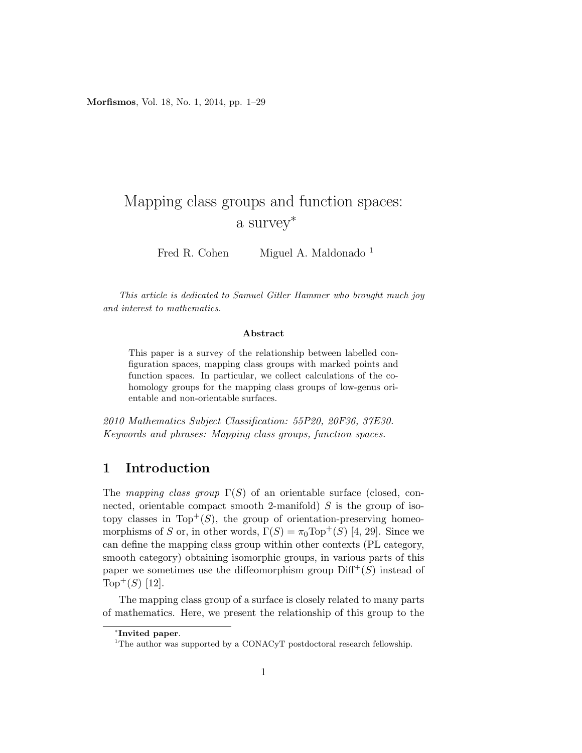# Mapping class groups and function spaces: a survey*

Fred R. Cohen  Miguel A. Maldonado [1]

*This article is dedicated to Samuel Gitler Hammer who brought much joy and interest to mathematics.*

**Abstract**

This paper is a survey of the relationship between labelled configuration spaces, mapping class groups with marked points and function spaces. In particular, we collect calculations of the cohomology groups for the mapping class groups of low-genus orientable and non-orientable surfaces.

*2010 Mathematics Subject Classification: 55P20, 20F36, 37E30.*
*Keywords and phrases: Mapping class groups, function spaces.*

## 1 Introduction

The *mapping class group* $\Gamma(S)$ of an orientable surface (closed, connected, orientable compact smooth 2-manifold) $S$ is the group of isotopy classes in $\text{Top}^+(S)$, the group of orientation-preserving homeomorphisms of $S$ or, in other words, $\Gamma(S) = \pi_0 \text{Top}^+(S)$ [4, 29]. Since we can define the mapping class group within other contexts (PL category, smooth category) obtaining isomorphic groups, in various parts of this paper we sometimes use the diffeomorphism group $\text{Diff}^+(S)$ instead of $\text{Top}^+(S)$ [12].

The mapping class group of a surface is closely related to many parts of mathematics. Here, we present the relationship of this group to the

---

*Invited paper.

[1] The author was supported by a CONACyT postdoctoral research fellowship.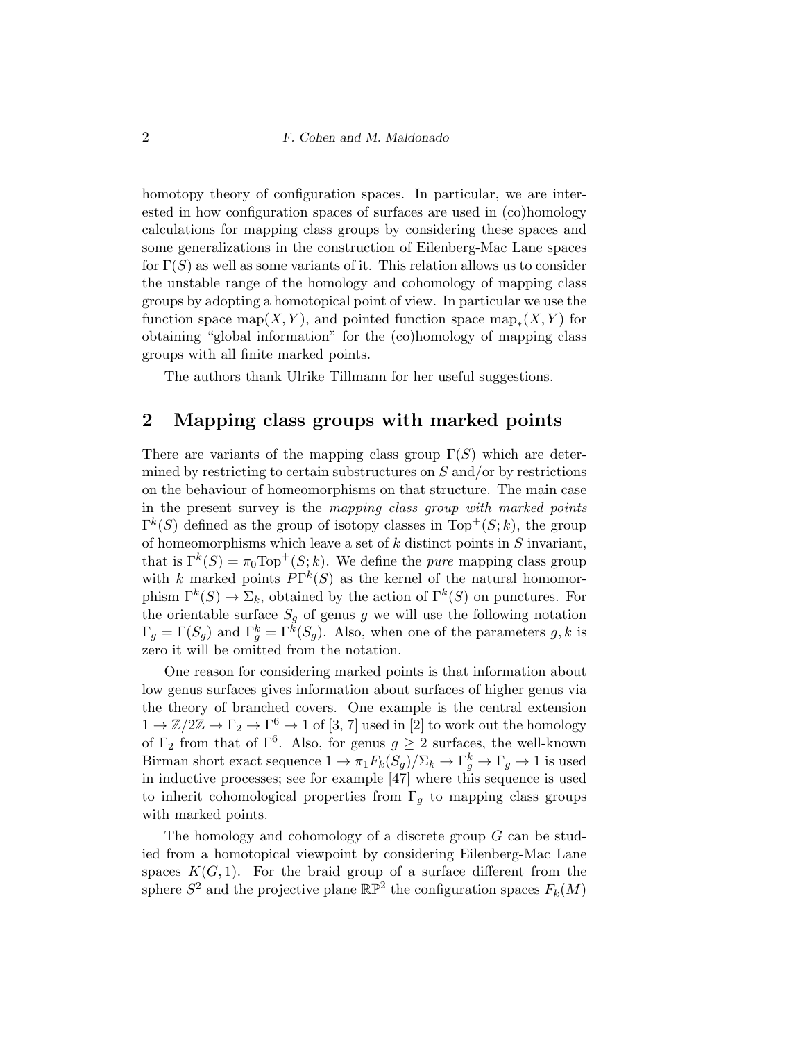homotopy theory of configuration spaces. In particular, we are interested in how configuration spaces of surfaces are used in (co)homology calculations for mapping class groups by considering these spaces and some generalizations in the construction of Eilenberg-Mac Lane spaces for $\Gamma(S)$ as well as some variants of it. This relation allows us to consider the unstable range of the homology and cohomology of mapping class groups by adopting a homotopical point of view. In particular we use the function space $\mathrm{map}(X, Y)$, and pointed function space $\mathrm{map}_*(X, Y)$ for obtaining "global information" for the (co)homology of mapping class groups with all finite marked points.

The authors thank Ulrike Tillmann for her useful suggestions.

## 2 Mapping class groups with marked points

There are variants of the mapping class group $\Gamma(S)$ which are determined by restricting to certain substructures on $S$ and/or by restrictions on the behaviour of homeomorphisms on that structure. The main case in the present survey is the *mapping class group with marked points* $\Gamma^k(S)$ defined as the group of isotopy classes in $\mathrm{Top}^+(S; k)$, the group of homeomorphisms which leave a set of $k$ distinct points in $S$ invariant, that is $\Gamma^k(S) = \pi_0 \mathrm{Top}^+(S; k)$. We define the *pure* mapping class group with $k$ marked points $P\Gamma^k(S)$ as the kernel of the natural homomorphism $\Gamma^k(S) \to \Sigma_k$, obtained by the action of $\Gamma^k(S)$ on punctures. For the orientable surface $S_g$ of genus $g$ we will use the following notation $\Gamma_g = \Gamma(S_g)$ and $\Gamma_g^k = \Gamma^k(S_g)$. Also, when one of the parameters $g, k$ is zero it will be omitted from the notation.

One reason for considering marked points is that information about low genus surfaces gives information about surfaces of higher genus via the theory of branched covers. One example is the central extension $1 \to \mathbb{Z}/2\mathbb{Z} \to \Gamma_2 \to \Gamma^6 \to 1$ of [3, 7] used in [2] to work out the homology of $\Gamma_2$ from that of $\Gamma^6$. Also, for genus $g \geq 2$ surfaces, the well-known Birman short exact sequence $1 \to \pi_1 F_k(S_g)/\Sigma_k \to \Gamma_g^k \to \Gamma_g \to 1$ is used in inductive processes; see for example [47] where this sequence is used to inherit cohomological properties from $\Gamma_g$ to mapping class groups with marked points.

The homology and cohomology of a discrete group $G$ can be studied from a homotopical viewpoint by considering Eilenberg-Mac Lane spaces $K(G, 1)$. For the braid group of a surface different from the sphere $S^2$ and the projective plane $\mathbb{RP}^2$ the configuration spaces $F_k(M)$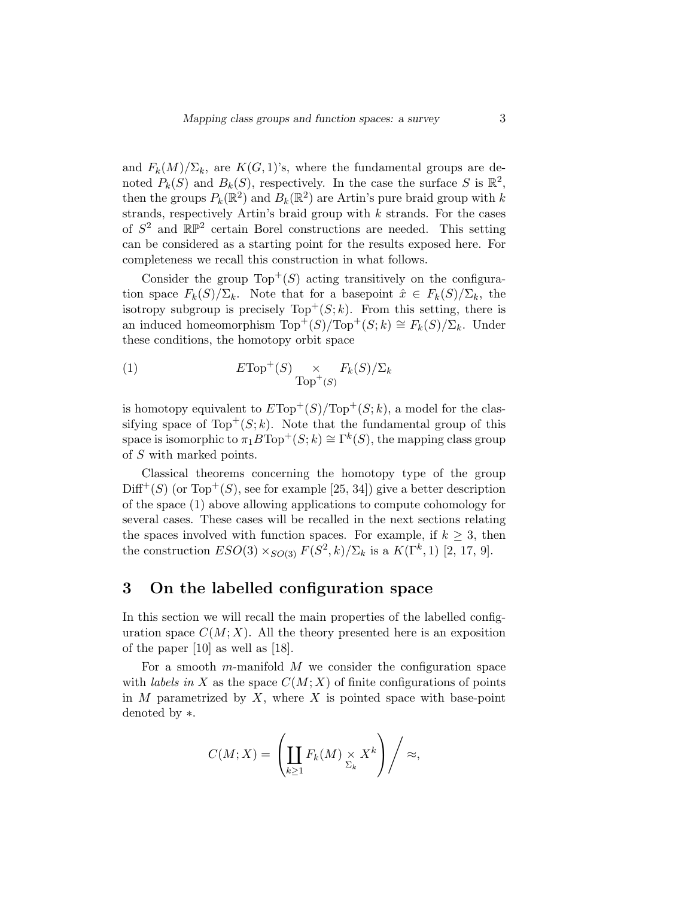and $F_k(M)/\Sigma_k$, are $K(G,1)$'s, where the fundamental groups are denoted $P_k(S)$ and $B_k(S)$, respectively. In the case the surface $S$ is $\mathbb{R}^2$, then the groups $P_k(\mathbb{R}^2)$ and $B_k(\mathbb{R}^2)$ are Artin's pure braid group with $k$ strands, respectively Artin's braid group with $k$ strands. For the cases of $S^2$ and $\mathbb{RP}^2$ certain Borel constructions are needed. This setting can be considered as a starting point for the results exposed here. For completeness we recall this construction in what follows.

Consider the group $\mathrm{Top}^+(S)$ acting transitively on the configuration space $F_k(S)/\Sigma_k$. Note that for a basepoint $\hat{x} \in F_k(S)/\Sigma_k$, the isotropy subgroup is precisely $\mathrm{Top}^+(S;k)$. From this setting, there is an induced homeomorphism $\mathrm{Top}^+(S)/\mathrm{Top}^+(S;k) \cong F_k(S)/\Sigma_k$. Under these conditions, the homotopy orbit space

$$E\mathrm{Top}^+(S) \underset{\mathrm{Top}^+(S)}{\times} F_k(S)/\Sigma_k \tag{1}$$

is homotopy equivalent to $E\mathrm{Top}^+(S)/\mathrm{Top}^+(S;k)$, a model for the classifying space of $\mathrm{Top}^+(S;k)$. Note that the fundamental group of this space is isomorphic to $\pi_1 B\mathrm{Top}^+(S;k) \cong \Gamma^k(S)$, the mapping class group of $S$ with marked points.

Classical theorems concerning the homotopy type of the group $\mathrm{Diff}^+(S)$ (or $\mathrm{Top}^+(S)$, see for example [25, 34]) give a better description of the space (1) above allowing applications to compute cohomology for several cases. These cases will be recalled in the next sections relating the spaces involved with function spaces. For example, if $k \geq 3$, then the construction $ESO(3) \times_{SO(3)} F(S^2,k)/\Sigma_k$ is a $K(\Gamma^k, 1)$ [2, 17, 9].

## 3 On the labelled configuration space

In this section we will recall the main properties of the labelled configuration space $C(M;X)$. All the theory presented here is an exposition of the paper [10] as well as [18].

For a smooth $m$-manifold $M$ we consider the configuration space with *labels in* $X$ as the space $C(M;X)$ of finite configurations of points in $M$ parametrized by $X$, where $X$ is pointed space with base-point denoted by $*$.

$$C(M;X) = \left( \coprod_{k \geq 1} F_k(M) \underset{\Sigma_k}{\times} X^k \right) \Big/ \approx,$$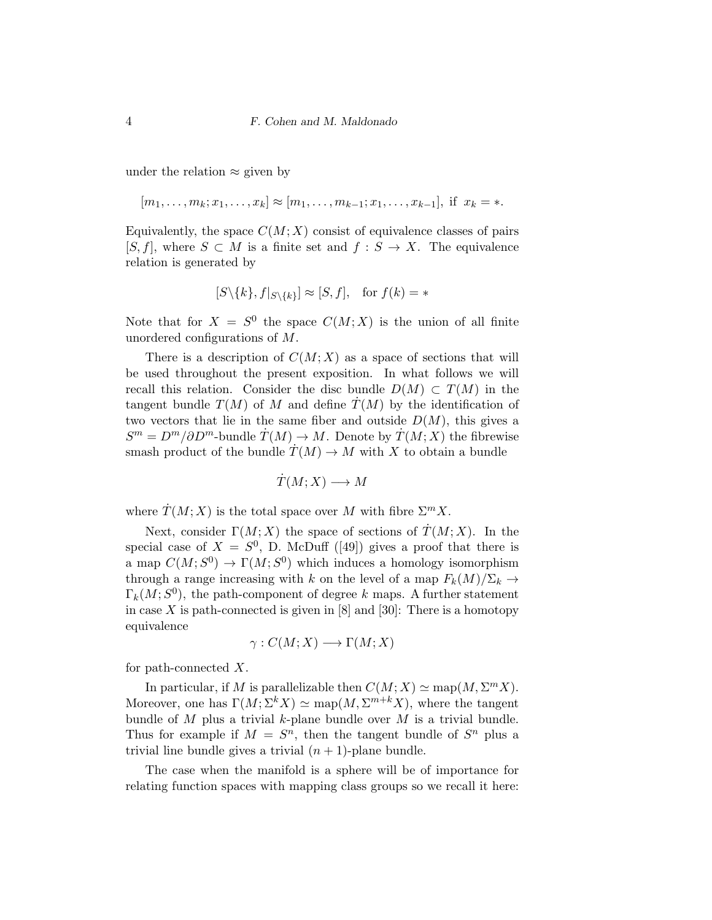under the relation $\approx$ given by

$$[m_1, \ldots, m_k; x_1, \ldots, x_k] \approx [m_1, \ldots, m_{k-1}; x_1, \ldots, x_{k-1}], \text{ if } x_k = *.$$

Equivalently, the space $C(M; X)$ consist of equivalence classes of pairs $[S, f]$, where $S \subset M$ is a finite set and $f : S \to X$. The equivalence relation is generated by

$$[S \backslash \{k\}, f|_{S \backslash \{k\}}] \approx [S, f], \quad \text{for } f(k) = *$$

Note that for $X = S^0$ the space $C(M; X)$ is the union of all finite unordered configurations of $M$.

There is a description of $C(M; X)$ as a space of sections that will be used throughout the present exposition. In what follows we will recall this relation. Consider the disc bundle $D(M) \subset T(M)$ in the tangent bundle $T(M)$ of $M$ and define $\dot{T}(M)$ by the identification of two vectors that lie in the same fiber and outside $D(M)$, this gives a $S^m = D^m/\partial D^m$-bundle $\dot{T}(M) \to M$. Denote by $\dot{T}(M; X)$ the fibrewise smash product of the bundle $\dot{T}(M) \to M$ with $X$ to obtain a bundle

$$\dot{T}(M; X) \longrightarrow M$$

where $\dot{T}(M; X)$ is the total space over $M$ with fibre $\Sigma^m X$.

Next, consider $\Gamma(M; X)$ the space of sections of $\dot{T}(M; X)$. In the special case of $X = S^0$, D. McDuff ([49]) gives a proof that there is a map $C(M; S^0) \to \Gamma(M; S^0)$ which induces a homology isomorphism through a range increasing with $k$ on the level of a map $F_k(M)/\Sigma_k \to \Gamma_k(M; S^0)$, the path-component of degree $k$ maps. A further statement in case $X$ is path-connected is given in [8] and [30]: There is a homotopy equivalence

$$\gamma : C(M; X) \longrightarrow \Gamma(M; X)$$

for path-connected $X$.

In particular, if $M$ is parallelizable then $C(M; X) \simeq \text{map}(M, \Sigma^m X)$. Moreover, one has $\Gamma(M; \Sigma^k X) \simeq \text{map}(M, \Sigma^{m+k} X)$, where the tangent bundle of $M$ plus a trivial $k$-plane bundle over $M$ is a trivial bundle. Thus for example if $M = S^n$, then the tangent bundle of $S^n$ plus a trivial line bundle gives a trivial $(n+1)$-plane bundle.

The case when the manifold is a sphere will be of importance for relating function spaces with mapping class groups so we recall it here: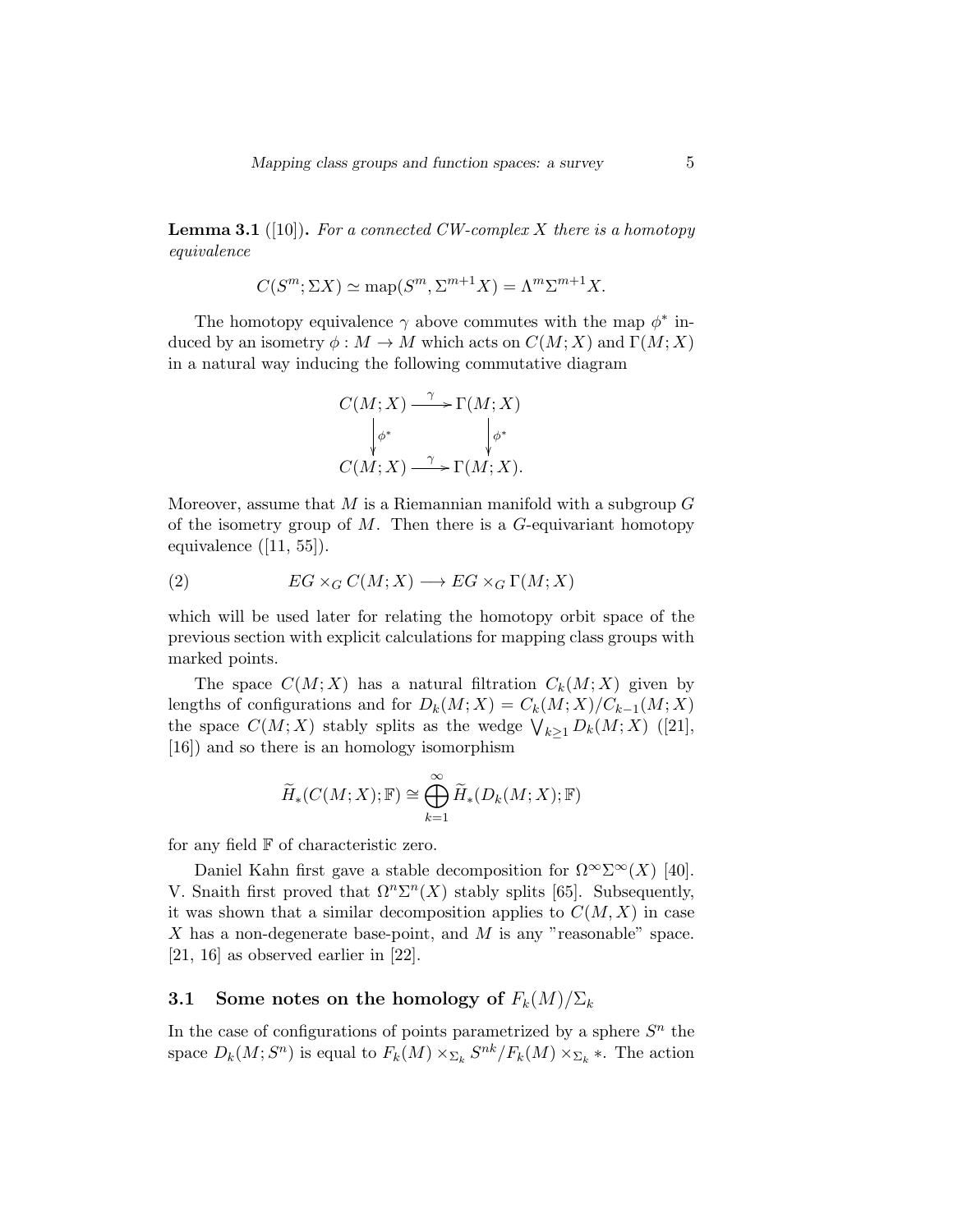**Lemma 3.1** ([10])**.** *For a connected CW-complex $X$ there is a homotopy equivalence*

$$C(S^m; \Sigma X) \simeq \mathrm{map}(S^m, \Sigma^{m+1} X) = \Lambda^m \Sigma^{m+1} X.$$

The homotopy equivalence $\gamma$ above commutes with the map $\phi^*$ induced by an isometry $\phi : M \to M$ which acts on $C(M;X)$ and $\Gamma(M;X)$ in a natural way inducing the following commutative diagram

$$\begin{array}{ccc} C(M;X) & \xrightarrow{\gamma} & \Gamma(M;X) \\ \downarrow{\scriptstyle \phi^*} & & \downarrow{\scriptstyle \phi^*} \\ C(M;X) & \xrightarrow{\gamma} & \Gamma(M;X). \end{array}$$

Moreover, assume that $M$ is a Riemannian manifold with a subgroup $G$ of the isometry group of $M$. Then there is a $G$-equivariant homotopy equivalence ([11, 55]).

$$EG \times_G C(M;X) \longrightarrow EG \times_G \Gamma(M;X) \tag{2}$$

which will be used later for relating the homotopy orbit space of the previous section with explicit calculations for mapping class groups with marked points.

The space $C(M;X)$ has a natural filtration $C_k(M;X)$ given by lengths of configurations and for $D_k(M;X) = C_k(M;X)/C_{k-1}(M;X)$ the space $C(M;X)$ stably splits as the wedge $\bigvee_{k\geq 1} D_k(M;X)$ ([21], [16]) and so there is an homology isomorphism

$$\widetilde{H}_*(C(M;X);\mathbb{F}) \cong \bigoplus_{k=1}^{\infty} \widetilde{H}_*(D_k(M;X);\mathbb{F})$$

for any field $\mathbb{F}$ of characteristic zero.

Daniel Kahn first gave a stable decomposition for $\Omega^\infty\Sigma^\infty(X)$ [40]. V. Snaith first proved that $\Omega^n\Sigma^n(X)$ stably splits [65]. Subsequently, it was shown that a similar decomposition applies to $C(M,X)$ in case $X$ has a non-degenerate base-point, and $M$ is any "reasonable" space. [21, 16] as observed earlier in [22].

### 3.1 Some notes on the homology of $F_k(M)/\Sigma_k$

In the case of configurations of points parametrized by a sphere $S^n$ the space $D_k(M;S^n)$ is equal to $F_k(M) \times_{\Sigma_k} S^{nk}/F_k(M) \times_{\Sigma_k} *$. The action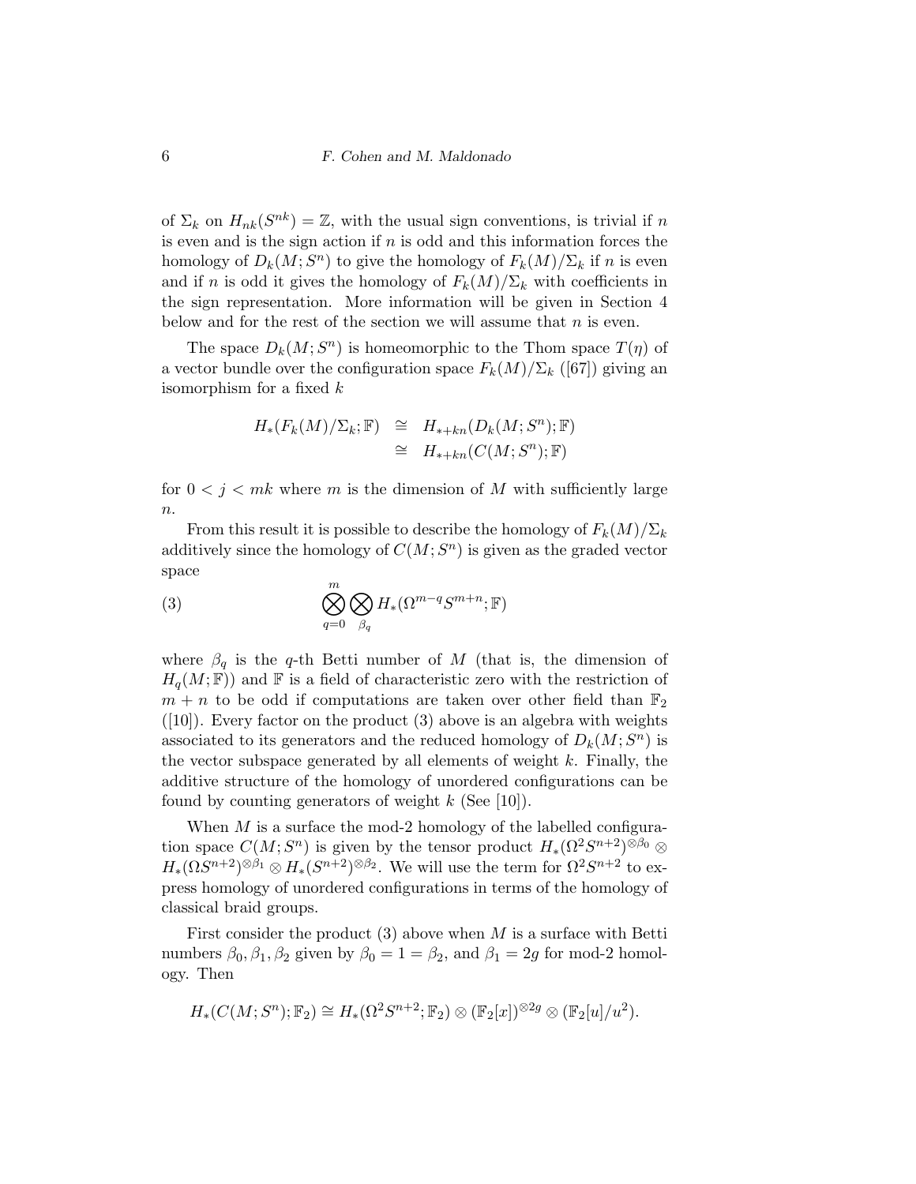of $\Sigma_k$ on $H_{nk}(S^{nk}) = \mathbb{Z}$, with the usual sign conventions, is trivial if $n$ is even and is the sign action if $n$ is odd and this information forces the homology of $D_k(M; S^n)$ to give the homology of $F_k(M)/\Sigma_k$ if $n$ is even and if $n$ is odd it gives the homology of $F_k(M)/\Sigma_k$ with coefficients in the sign representation. More information will be given in Section 4 below and for the rest of the section we will assume that $n$ is even.

The space $D_k(M; S^n)$ is homeomorphic to the Thom space $T(\eta)$ of a vector bundle over the configuration space $F_k(M)/\Sigma_k$ ([67]) giving an isomorphism for a fixed $k$

$$
\begin{aligned}
H_*(F_k(M)/\Sigma_k; \mathbb{F}) &\cong H_{*+kn}(D_k(M; S^n); \mathbb{F}) \\
&\cong H_{*+kn}(C(M; S^n); \mathbb{F})
\end{aligned}
$$

for $0 < j < mk$ where $m$ is the dimension of $M$ with sufficiently large $n$.

From this result it is possible to describe the homology of $F_k(M)/\Sigma_k$ additively since the homology of $C(M; S^n)$ is given as the graded vector space

$$
\bigotimes_{q=0}^{m} \bigotimes_{\beta_q} H_*(\Omega^{m-q} S^{m+n}; \mathbb{F}) \tag{3}
$$

where $\beta_q$ is the $q$-th Betti number of $M$ (that is, the dimension of $H_q(M; \mathbb{F})$) and $\mathbb{F}$ is a field of characteristic zero with the restriction of $m + n$ to be odd if computations are taken over other field than $\mathbb{F}_2$ ([10]). Every factor on the product (3) above is an algebra with weights associated to its generators and the reduced homology of $D_k(M; S^n)$ is the vector subspace generated by all elements of weight $k$. Finally, the additive structure of the homology of unordered configurations can be found by counting generators of weight $k$ (See [10]).

When $M$ is a surface the mod-2 homology of the labelled configuration space $C(M; S^n)$ is given by the tensor product $H_*(\Omega^2 S^{n+2})^{\otimes \beta_0} \otimes H_*(\Omega S^{n+2})^{\otimes \beta_1} \otimes H_*(S^{n+2})^{\otimes \beta_2}$. We will use the term for $\Omega^2 S^{n+2}$ to express homology of unordered configurations in terms of the homology of classical braid groups.

First consider the product (3) above when $M$ is a surface with Betti numbers $\beta_0, \beta_1, \beta_2$ given by $\beta_0 = 1 = \beta_2$, and $\beta_1 = 2g$ for mod-2 homology. Then

$$
H_*(C(M; S^n); \mathbb{F}_2) \cong H_*(\Omega^2 S^{n+2}; \mathbb{F}_2) \otimes (\mathbb{F}_2[x])^{\otimes 2g} \otimes (\mathbb{F}_2[u]/u^2).
$$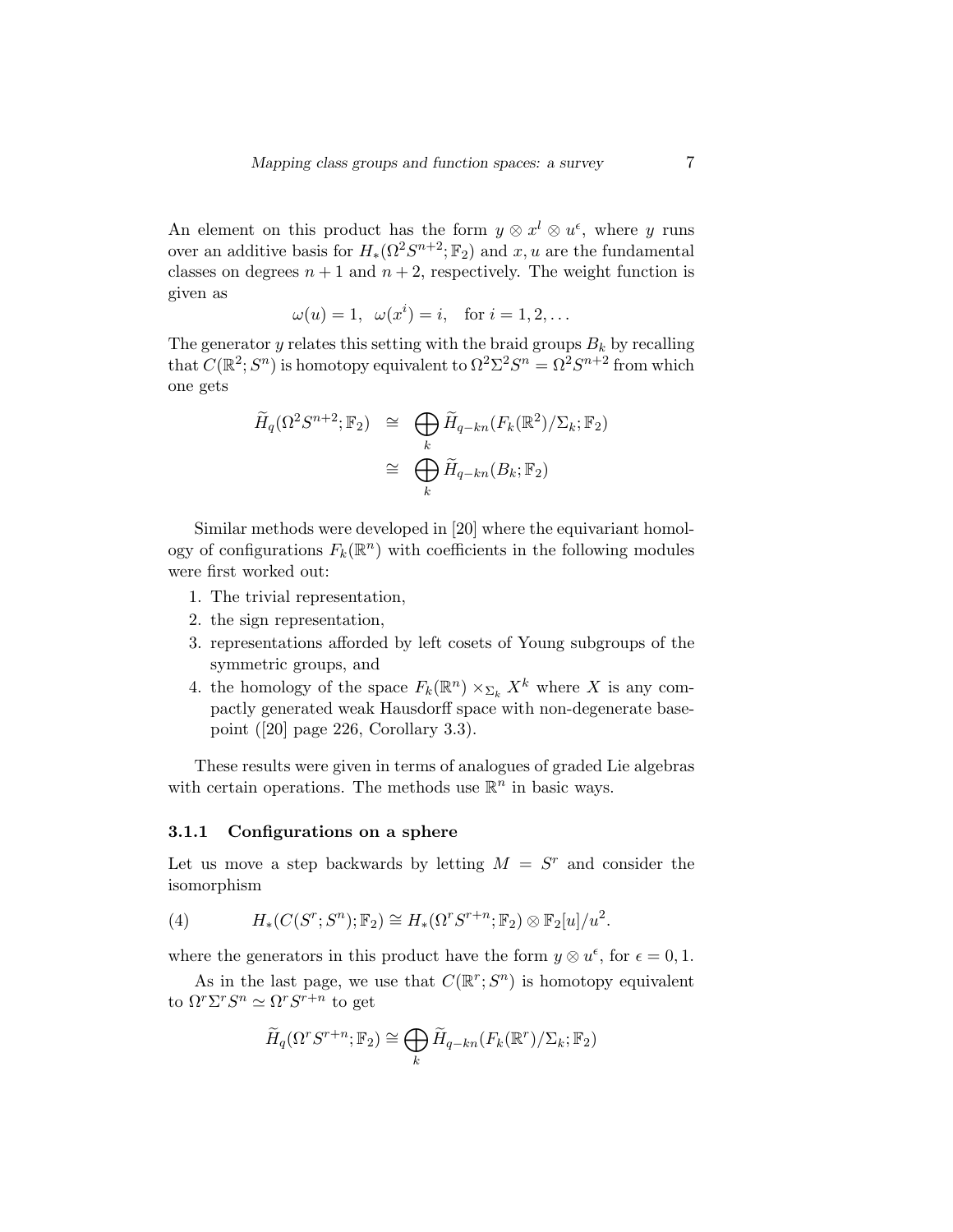An element on this product has the form $y \otimes x^l \otimes u^\epsilon$, where $y$ runs over an additive basis for $H_*(\Omega^2 S^{n+2}; \mathbb{F}_2)$ and $x, u$ are the fundamental classes on degrees $n+1$ and $n+2$, respectively. The weight function is given as

$$\omega(u) = 1, \ \ \omega(x^i) = i, \quad \text{for } i = 1, 2, \ldots$$

The generator $y$ relates this setting with the braid groups $B_k$ by recalling that $C(\mathbb{R}^2; S^n)$ is homotopy equivalent to $\Omega^2 \Sigma^2 S^n = \Omega^2 S^{n+2}$ from which one gets

$$\begin{aligned} \widetilde{H}_q(\Omega^2 S^{n+2}; \mathbb{F}_2) &\cong \bigoplus_k \widetilde{H}_{q-kn}(F_k(\mathbb{R}^2)/\Sigma_k; \mathbb{F}_2) \\ &\cong \bigoplus_k \widetilde{H}_{q-kn}(B_k; \mathbb{F}_2) \end{aligned}$$

Similar methods were developed in [20] where the equivariant homology of configurations $F_k(\mathbb{R}^n)$ with coefficients in the following modules were first worked out:

1. The trivial representation,
2. the sign representation,
3. representations afforded by left cosets of Young subgroups of the symmetric groups, and
4. the homology of the space $F_k(\mathbb{R}^n) \times_{\Sigma_k} X^k$ where $X$ is any compactly generated weak Hausdorff space with non-degenerate basepoint ([20] page 226, Corollary 3.3).

These results were given in terms of analogues of graded Lie algebras with certain operations. The methods use $\mathbb{R}^n$ in basic ways.

### 3.1.1 Configurations on a sphere

Let us move a step backwards by letting $M = S^r$ and consider the isomorphism

$$H_*(C(S^r; S^n); \mathbb{F}_2) \cong H_*(\Omega^r S^{r+n}; \mathbb{F}_2) \otimes \mathbb{F}_2[u]/u^2. \tag{4}$$

where the generators in this product have the form $y \otimes u^\epsilon$, for $\epsilon = 0, 1$.

As in the last page, we use that $C(\mathbb{R}^r; S^n)$ is homotopy equivalent to $\Omega^r \Sigma^r S^n \simeq \Omega^r S^{r+n}$ to get

$$\widetilde{H}_q(\Omega^r S^{r+n}; \mathbb{F}_2) \cong \bigoplus_k \widetilde{H}_{q-kn}(F_k(\mathbb{R}^r)/\Sigma_k; \mathbb{F}_2)$$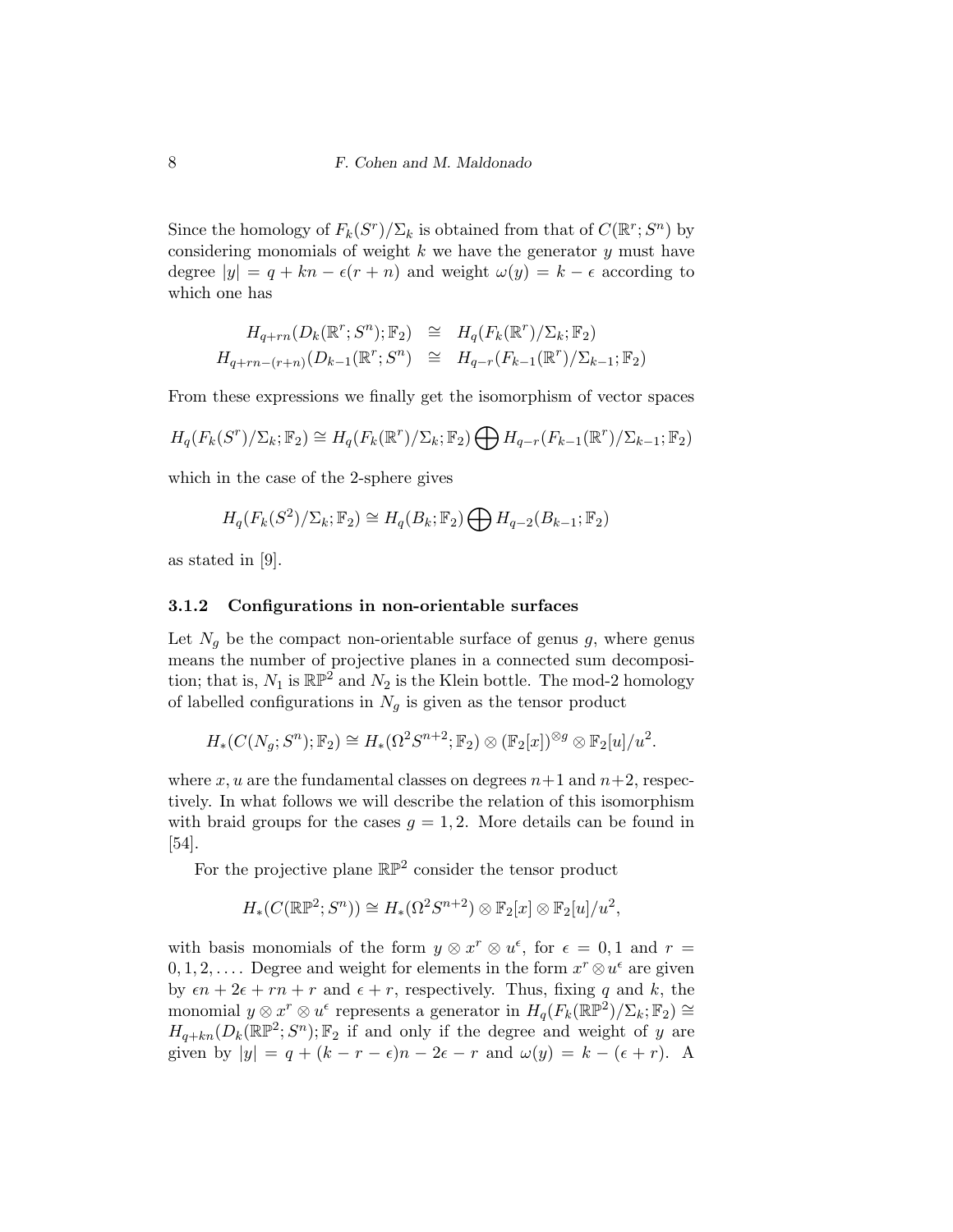Since the homology of $F_k(S^r)/\Sigma_k$ is obtained from that of $C(\mathbb{R}^r; S^n)$ by considering monomials of weight $k$ we have the generator $y$ must have degree $|y| = q + kn - \epsilon(r+n)$ and weight $\omega(y) = k - \epsilon$ according to which one has

$$
\begin{aligned}
H_{q+rn}(D_k(\mathbb{R}^r; S^n); \mathbb{F}_2) &\cong H_q(F_k(\mathbb{R}^r)/\Sigma_k; \mathbb{F}_2) \\
H_{q+rn-(r+n)}(D_{k-1}(\mathbb{R}^r; S^n) &\cong H_{q-r}(F_{k-1}(\mathbb{R}^r)/\Sigma_{k-1}; \mathbb{F}_2)
\end{aligned}
$$

From these expressions we finally get the isomorphism of vector spaces

$$
H_q(F_k(S^r)/\Sigma_k; \mathbb{F}_2) \cong H_q(F_k(\mathbb{R}^r)/\Sigma_k; \mathbb{F}_2) \bigoplus H_{q-r}(F_{k-1}(\mathbb{R}^r)/\Sigma_{k-1}; \mathbb{F}_2)
$$

which in the case of the 2-sphere gives

$$
H_q(F_k(S^2)/\Sigma_k; \mathbb{F}_2) \cong H_q(B_k; \mathbb{F}_2) \bigoplus H_{q-2}(B_{k-1}; \mathbb{F}_2)
$$

as stated in [9].

### 3.1.2 Configurations in non-orientable surfaces

Let $N_g$ be the compact non-orientable surface of genus $g$, where genus means the number of projective planes in a connected sum decomposition; that is, $N_1$ is $\mathbb{RP}^2$ and $N_2$ is the Klein bottle. The mod-2 homology of labelled configurations in $N_g$ is given as the tensor product

$$
H_*(C(N_g; S^n); \mathbb{F}_2) \cong H_*(\Omega^2 S^{n+2}; \mathbb{F}_2) \otimes (\mathbb{F}_2[x])^{\otimes g} \otimes \mathbb{F}_2[u]/u^2.
$$

where $x, u$ are the fundamental classes on degrees $n+1$ and $n+2$, respectively. In what follows we will describe the relation of this isomorphism with braid groups for the cases $g = 1, 2$. More details can be found in [54].

For the projective plane $\mathbb{RP}^2$ consider the tensor product

$$
H_*(C(\mathbb{RP}^2; S^n)) \cong H_*(\Omega^2 S^{n+2}) \otimes \mathbb{F}_2[x] \otimes \mathbb{F}_2[u]/u^2,
$$

with basis monomials of the form $y \otimes x^r \otimes u^\epsilon$, for $\epsilon = 0, 1$ and $r = 0, 1, 2, \ldots$. Degree and weight for elements in the form $x^r \otimes u^\epsilon$ are given by $\epsilon n + 2\epsilon + rn + r$ and $\epsilon + r$, respectively. Thus, fixing $q$ and $k$, the monomial $y \otimes x^r \otimes u^\epsilon$ represents a generator in $H_q(F_k(\mathbb{RP}^2)/\Sigma_k; \mathbb{F}_2) \cong H_{q+kn}(D_k(\mathbb{RP}^2; S^n); \mathbb{F}_2$ if and only if the degree and weight of $y$ are given by $|y| = q + (k - r - \epsilon)n - 2\epsilon - r$ and $\omega(y) = k - (\epsilon + r)$. A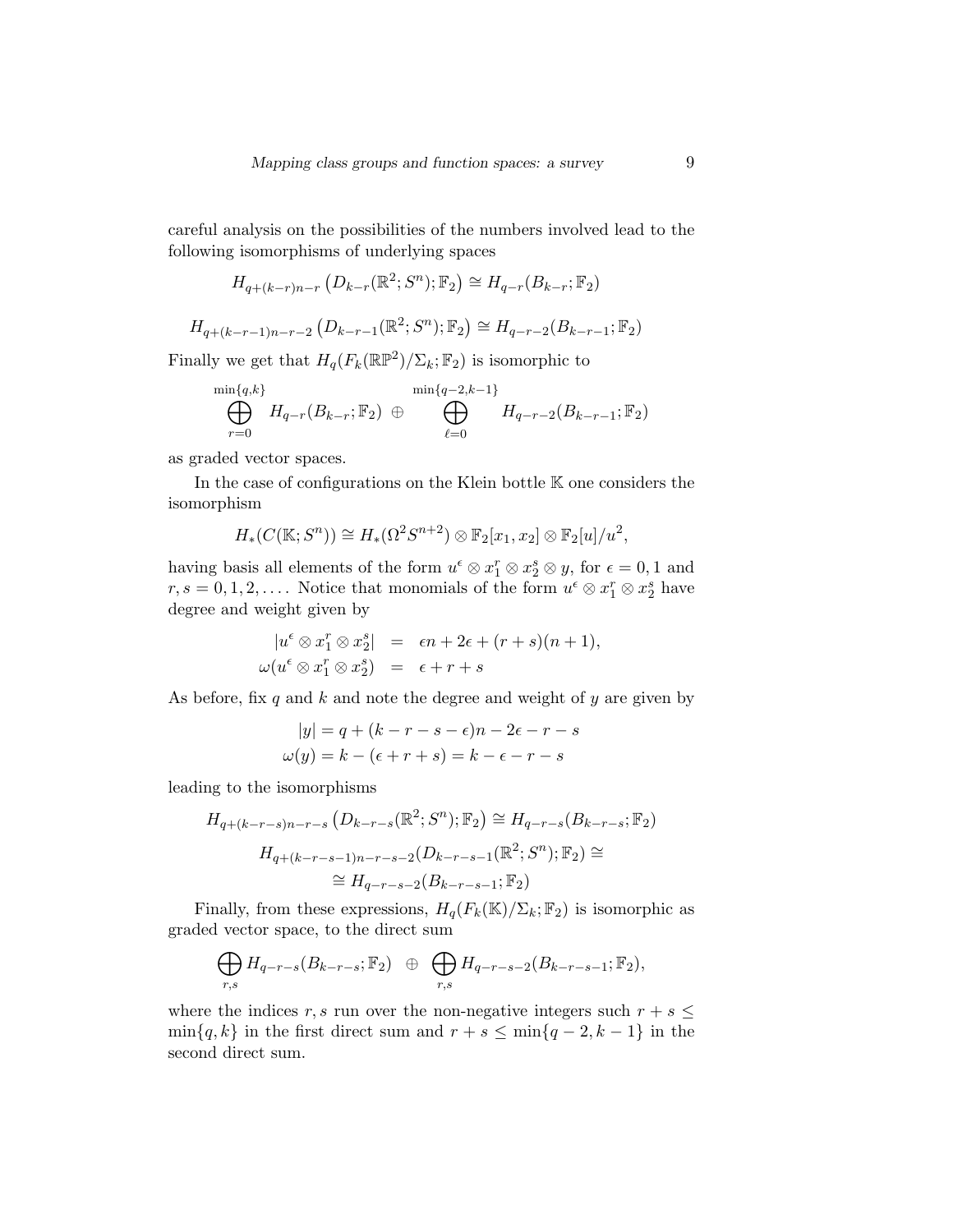careful analysis on the possibilities of the numbers involved lead to the following isomorphisms of underlying spaces

$$H_{q+(k-r)n-r}\left(D_{k-r}(\mathbb{R}^2;S^n);\mathbb{F}_2\right) \cong H_{q-r}(B_{k-r};\mathbb{F}_2)$$

$$H_{q+(k-r-1)n-r-2}\left(D_{k-r-1}(\mathbb{R}^2;S^n);\mathbb{F}_2\right) \cong H_{q-r-2}(B_{k-r-1};\mathbb{F}_2)$$

Finally we get that $H_q(F_k(\mathbb{RP}^2)/\Sigma_k;\mathbb{F}_2)$ is isomorphic to

$$\bigoplus_{r=0}^{\min\{q,k\}} H_{q-r}(B_{k-r};\mathbb{F}_2) \;\oplus \bigoplus_{\ell=0}^{\min\{q-2,k-1\}} H_{q-r-2}(B_{k-r-1};\mathbb{F}_2)$$

as graded vector spaces.

In the case of configurations on the Klein bottle $\mathbb{K}$ one considers the isomorphism

$$H_*(C(\mathbb{K};S^n)) \cong H_*(\Omega^2 S^{n+2}) \otimes \mathbb{F}_2[x_1,x_2] \otimes \mathbb{F}_2[u]/u^2,$$

having basis all elements of the form $u^\epsilon \otimes x_1^r \otimes x_2^s \otimes y$, for $\epsilon = 0,1$ and $r,s = 0,1,2,\ldots$. Notice that monomials of the form $u^\epsilon \otimes x_1^r \otimes x_2^s$ have degree and weight given by

$$\begin{aligned}
|u^\epsilon \otimes x_1^r \otimes x_2^s| &= \epsilon n + 2\epsilon + (r+s)(n+1),\\
\omega(u^\epsilon \otimes x_1^r \otimes x_2^s) &= \epsilon + r + s
\end{aligned}$$

As before, fix $q$ and $k$ and note the degree and weight of $y$ are given by

$$\begin{aligned}
|y| &= q + (k-r-s-\epsilon)n - 2\epsilon - r - s\\
\omega(y) &= k - (\epsilon + r + s) = k - \epsilon - r - s
\end{aligned}$$

leading to the isomorphisms

$$H_{q+(k-r-s)n-r-s}\left(D_{k-r-s}(\mathbb{R}^2;S^n);\mathbb{F}_2\right) \cong H_{q-r-s}(B_{k-r-s};\mathbb{F}_2)$$

$$H_{q+(k-r-s-1)n-r-s-2}(D_{k-r-s-1}(\mathbb{R}^2;S^n);\mathbb{F}_2) \cong$$
$$\cong H_{q-r-s-2}(B_{k-r-s-1};\mathbb{F}_2)$$

Finally, from these expressions, $H_q(F_k(\mathbb{K})/\Sigma_k;\mathbb{F}_2)$ is isomorphic as graded vector space, to the direct sum

$$\bigoplus_{r,s} H_{q-r-s}(B_{k-r-s};\mathbb{F}_2) \;\;\oplus\;\; \bigoplus_{r,s} H_{q-r-s-2}(B_{k-r-s-1};\mathbb{F}_2),$$

where the indices $r,s$ run over the non-negative integers such $r+s \leq \min\{q,k\}$ in the first direct sum and $r+s \leq \min\{q-2,k-1\}$ in the second direct sum.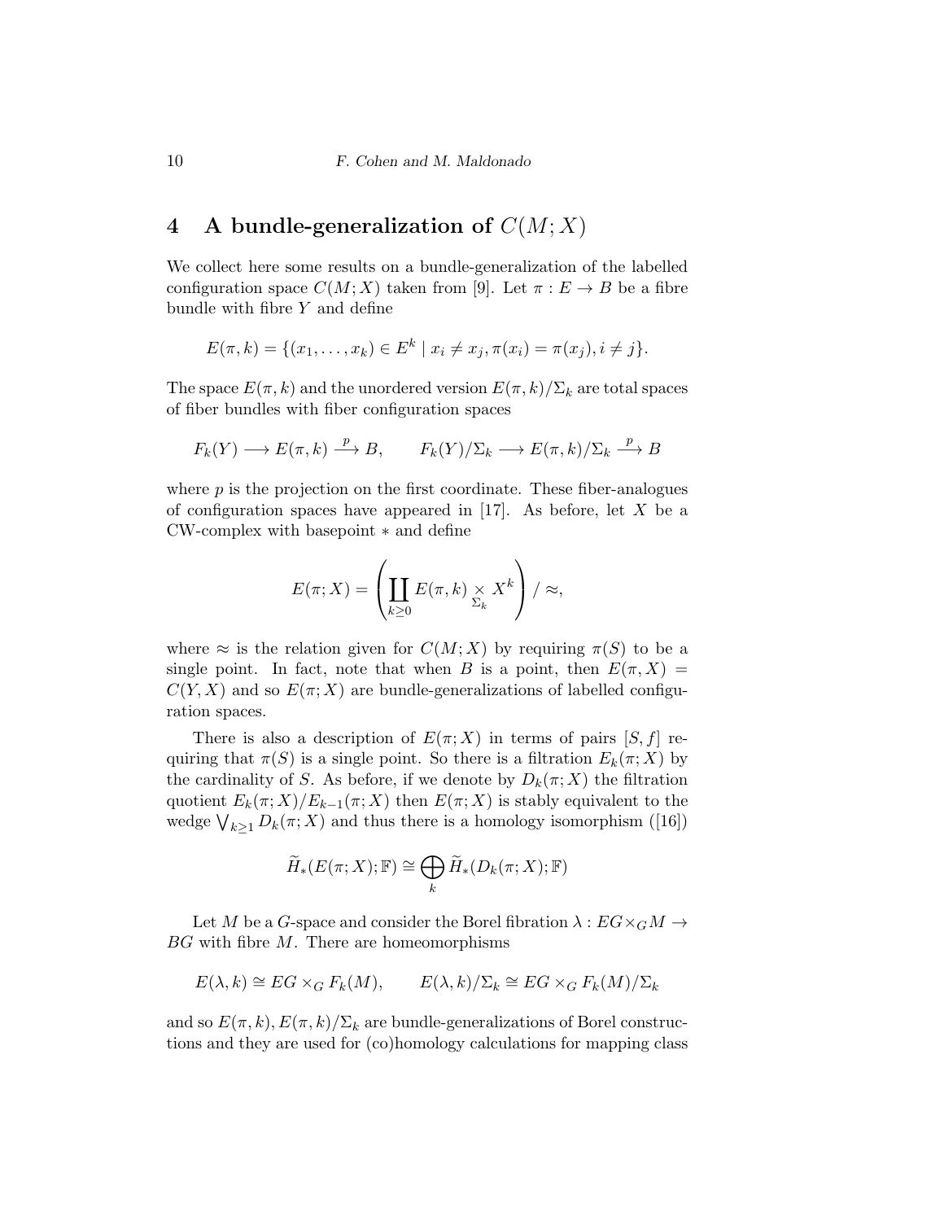## 4 A bundle-generalization of $C(M;X)$

We collect here some results on a bundle-generalization of the labelled configuration space $C(M;X)$ taken from [9]. Let $\pi : E \to B$ be a fibre bundle with fibre $Y$ and define

$$E(\pi, k) = \{(x_1, \ldots, x_k) \in E^k \mid x_i \neq x_j, \pi(x_i) = \pi(x_j), i \neq j\}.$$

The space $E(\pi, k)$ and the unordered version $E(\pi, k)/\Sigma_k$ are total spaces of fiber bundles with fiber configuration spaces

$$F_k(Y) \longrightarrow E(\pi, k) \xrightarrow{p} B, \qquad F_k(Y)/\Sigma_k \longrightarrow E(\pi, k)/\Sigma_k \xrightarrow{p} B$$

where $p$ is the projection on the first coordinate. These fiber-analogues of configuration spaces have appeared in [17]. As before, let $X$ be a CW-complex with basepoint $*$ and define

$$E(\pi; X) = \left( \coprod_{k \geq 0} E(\pi, k) \underset{\Sigma_k}{\times} X^k \right) / \approx,$$

where $\approx$ is the relation given for $C(M;X)$ by requiring $\pi(S)$ to be a single point. In fact, note that when $B$ is a point, then $E(\pi, X) = C(Y, X)$ and so $E(\pi; X)$ are bundle-generalizations of labelled configuration spaces.

There is also a description of $E(\pi; X)$ in terms of pairs $[S, f]$ requiring that $\pi(S)$ is a single point. So there is a filtration $E_k(\pi; X)$ by the cardinality of $S$. As before, if we denote by $D_k(\pi; X)$ the filtration quotient $E_k(\pi; X)/E_{k-1}(\pi; X)$ then $E(\pi; X)$ is stably equivalent to the wedge $\bigvee_{k \geq 1} D_k(\pi; X)$ and thus there is a homology isomorphism ([16])

$$\widetilde{H}_*(E(\pi; X); \mathbb{F}) \cong \bigoplus_k \widetilde{H}_*(D_k(\pi; X); \mathbb{F})$$

Let $M$ be a $G$-space and consider the Borel fibration $\lambda : EG \times_G M \to BG$ with fibre $M$. There are homeomorphisms

$$E(\lambda, k) \cong EG \times_G F_k(M), \qquad E(\lambda, k)/\Sigma_k \cong EG \times_G F_k(M)/\Sigma_k$$

and so $E(\pi, k), E(\pi, k)/\Sigma_k$ are bundle-generalizations of Borel constructions and they are used for (co)homology calculations for mapping class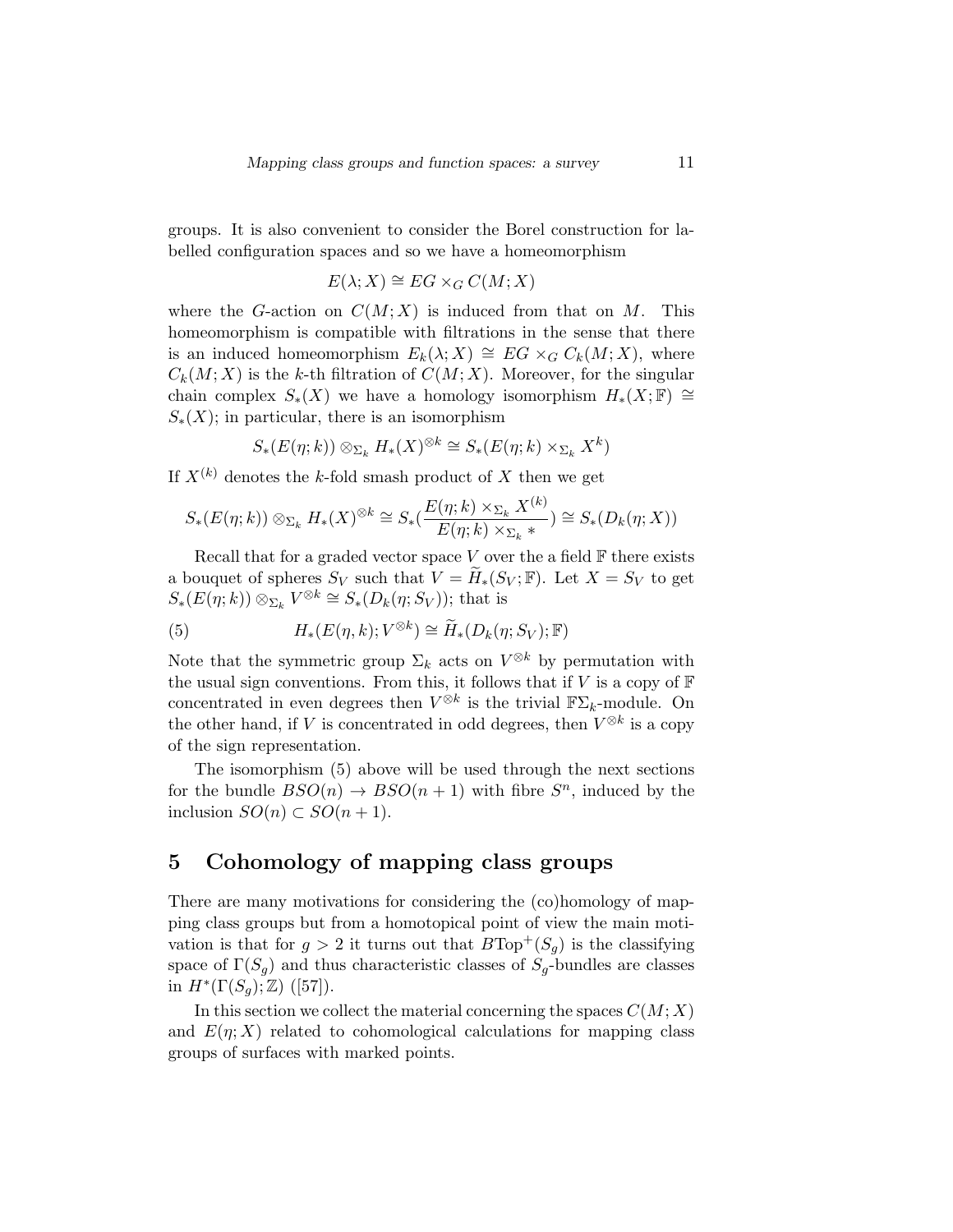groups. It is also convenient to consider the Borel construction for labelled configuration spaces and so we have a homeomorphism

$$E(\lambda; X) \cong EG \times_G C(M; X)$$

where the $G$-action on $C(M;X)$ is induced from that on $M$. This homeomorphism is compatible with filtrations in the sense that there is an induced homeomorphism $E_k(\lambda; X) \cong EG \times_G C_k(M;X)$, where $C_k(M;X)$ is the $k$-th filtration of $C(M;X)$. Moreover, for the singular chain complex $S_*(X)$ we have a homology isomorphism $H_*(X;\mathbb{F}) \cong S_*(X)$; in particular, there is an isomorphism

$$S_*(E(\eta;k)) \otimes_{\Sigma_k} H_*(X)^{\otimes k} \cong S_*(E(\eta;k) \times_{\Sigma_k} X^k)$$

If $X^{(k)}$ denotes the $k$-fold smash product of $X$ then we get

$$S_*(E(\eta;k)) \otimes_{\Sigma_k} H_*(X)^{\otimes k} \cong S_*(\frac{E(\eta;k) \times_{\Sigma_k} X^{(k)}}{E(\eta;k) \times_{\Sigma_k} *}) \cong S_*(D_k(\eta;X))$$

Recall that for a graded vector space $V$ over the a field $\mathbb{F}$ there exists a bouquet of spheres $S_V$ such that $V = \widetilde{H}_*(S_V;\mathbb{F})$. Let $X = S_V$ to get $S_*(E(\eta;k)) \otimes_{\Sigma_k} V^{\otimes k} \cong S_*(D_k(\eta;S_V))$; that is

$$H_*(E(\eta,k);V^{\otimes k}) \cong \widetilde{H}_*(D_k(\eta;S_V);\mathbb{F}) \tag{5}$$

Note that the symmetric group $\Sigma_k$ acts on $V^{\otimes k}$ by permutation with the usual sign conventions. From this, it follows that if $V$ is a copy of $\mathbb{F}$ concentrated in even degrees then $V^{\otimes k}$ is the trivial $\mathbb{F}\Sigma_k$-module. On the other hand, if $V$ is concentrated in odd degrees, then $V^{\otimes k}$ is a copy of the sign representation.

The isomorphism (5) above will be used through the next sections for the bundle $BSO(n) \to BSO(n+1)$ with fibre $S^n$, induced by the inclusion $SO(n) \subset SO(n+1)$.

## 5 Cohomology of mapping class groups

There are many motivations for considering the (co)homology of mapping class groups but from a homotopical point of view the main motivation is that for $g > 2$ it turns out that $B\mathrm{Top}^+(S_g)$ is the classifying space of $\Gamma(S_g)$ and thus characteristic classes of $S_g$-bundles are classes in $H^*(\Gamma(S_g);\mathbb{Z})$ ([57]).

In this section we collect the material concerning the spaces $C(M;X)$ and $E(\eta;X)$ related to cohomological calculations for mapping class groups of surfaces with marked points.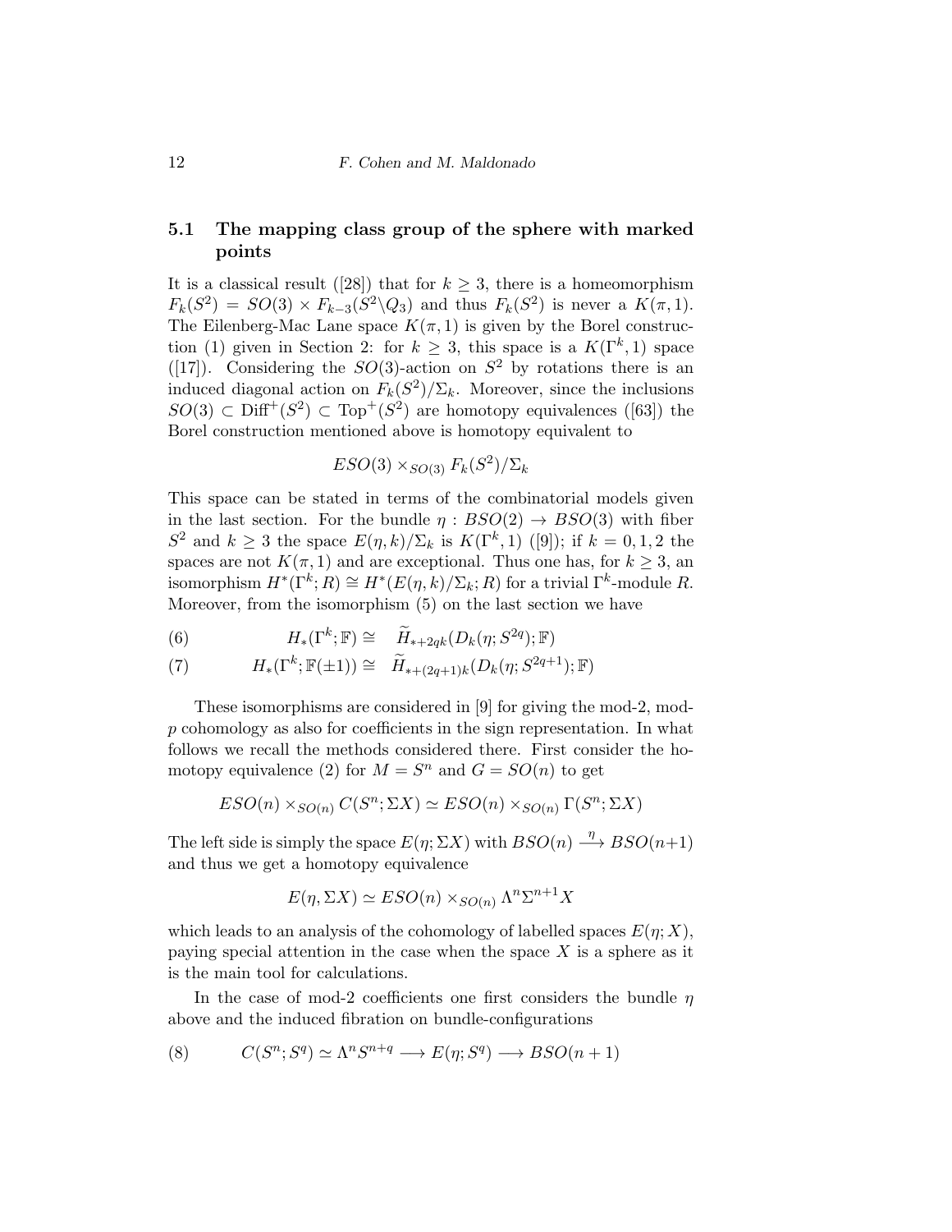### 5.1 The mapping class group of the sphere with marked points

It is a classical result ([28]) that for $k \geq 3$, there is a homeomorphism $F_k(S^2) = SO(3) \times F_{k-3}(S^2 \backslash Q_3)$ and thus $F_k(S^2)$ is never a $K(\pi, 1)$. The Eilenberg-Mac Lane space $K(\pi,1)$ is given by the Borel construction (1) given in Section 2: for $k \geq 3$, this space is a $K(\Gamma^k, 1)$ space ([17]). Considering the $SO(3)$-action on $S^2$ by rotations there is an induced diagonal action on $F_k(S^2)/\Sigma_k$. Moreover, since the inclusions $SO(3) \subset \mathrm{Diff}^+(S^2) \subset \mathrm{Top}^+(S^2)$ are homotopy equivalences ([63]) the Borel construction mentioned above is homotopy equivalent to

$$ESO(3) \times_{SO(3)} F_k(S^2)/\Sigma_k$$

This space can be stated in terms of the combinatorial models given in the last section. For the bundle $\eta : BSO(2) \to BSO(3)$ with fiber $S^2$ and $k \geq 3$ the space $E(\eta, k)/\Sigma_k$ is $K(\Gamma^k, 1)$ ([9]); if $k = 0, 1, 2$ the spaces are not $K(\pi, 1)$ and are exceptional. Thus one has, for $k \geq 3$, an isomorphism $H^*(\Gamma^k; R) \cong H^*(E(\eta, k)/\Sigma_k; R)$ for a trivial $\Gamma^k$-module $R$. Moreover, from the isomorphism (5) on the last section we have

$$H_*(\Gamma^k; \mathbb{F}) \cong \widetilde{H}_{*+2qk}(D_k(\eta; S^{2q}); \mathbb{F}) \tag{6}$$

$$H_*(\Gamma^k; \mathbb{F}(\pm 1)) \cong \widetilde{H}_{*+(2q+1)k}(D_k(\eta; S^{2q+1}); \mathbb{F}) \tag{7}$$

These isomorphisms are considered in [9] for giving the mod-2, mod-$p$ cohomology as also for coefficients in the sign representation. In what follows we recall the methods considered there. First consider the homotopy equivalence (2) for $M = S^n$ and $G = SO(n)$ to get

$$ESO(n) \times_{SO(n)} C(S^n; \Sigma X) \simeq ESO(n) \times_{SO(n)} \Gamma(S^n; \Sigma X)$$

The left side is simply the space $E(\eta; \Sigma X)$ with $BSO(n) \xrightarrow{\eta} BSO(n+1)$ and thus we get a homotopy equivalence

$$E(\eta, \Sigma X) \simeq ESO(n) \times_{SO(n)} \Lambda^n \Sigma^{n+1} X$$

which leads to an analysis of the cohomology of labelled spaces $E(\eta; X)$, paying special attention in the case when the space $X$ is a sphere as it is the main tool for calculations.

In the case of mod-2 coefficients one first considers the bundle $\eta$ above and the induced fibration on bundle-configurations

$$C(S^n; S^q) \simeq \Lambda^n S^{n+q} \longrightarrow E(\eta; S^q) \longrightarrow BSO(n+1) \tag{8}$$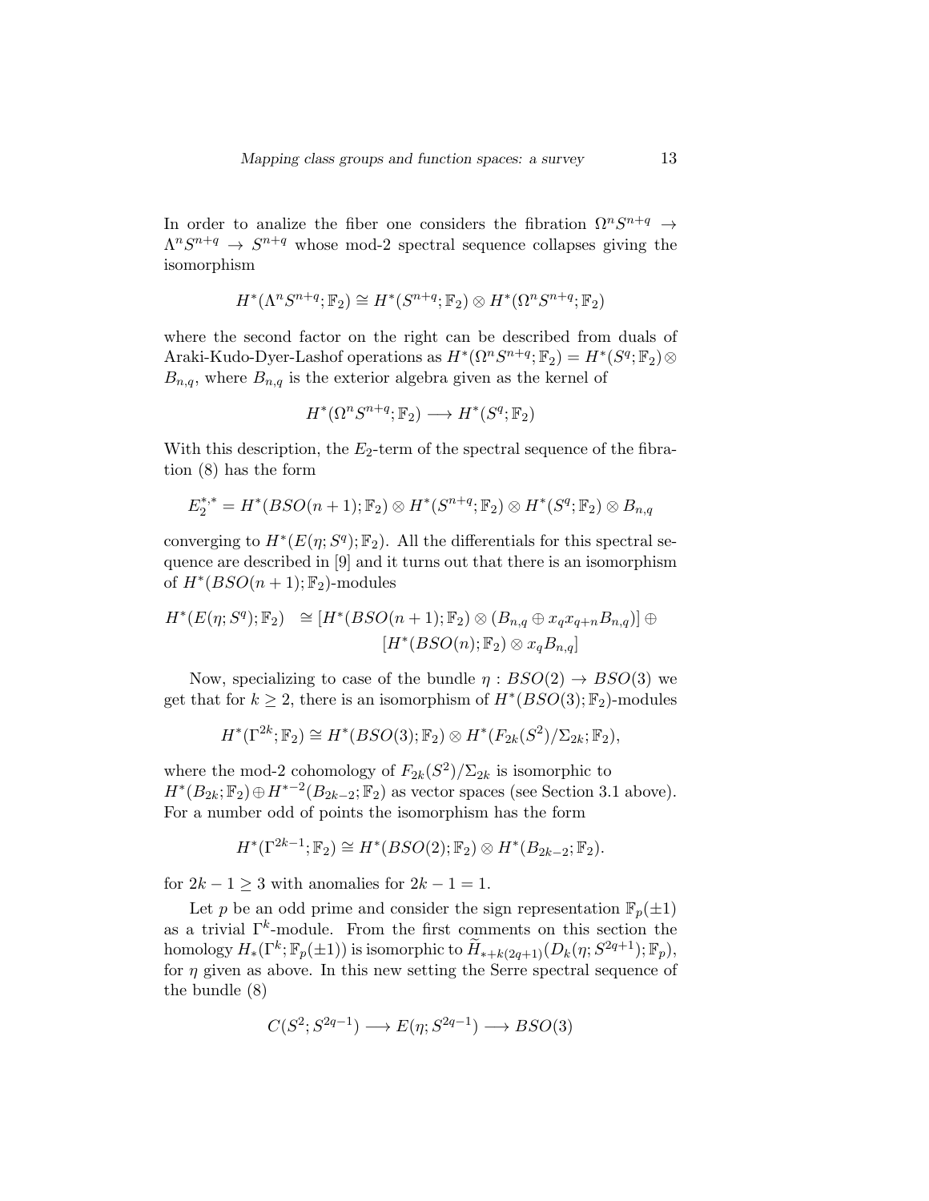In order to analize the fiber one considers the fibration $\Omega^n S^{n+q} \to \Lambda^n S^{n+q} \to S^{n+q}$ whose mod-2 spectral sequence collapses giving the isomorphism

$$H^*(\Lambda^n S^{n+q}; \mathbb{F}_2) \cong H^*(S^{n+q}; \mathbb{F}_2) \otimes H^*(\Omega^n S^{n+q}; \mathbb{F}_2)$$

where the second factor on the right can be described from duals of Araki-Kudo-Dyer-Lashof operations as $H^*(\Omega^n S^{n+q}; \mathbb{F}_2) = H^*(S^q; \mathbb{F}_2) \otimes B_{n,q}$, where $B_{n,q}$ is the exterior algebra given as the kernel of

$$H^*(\Omega^n S^{n+q}; \mathbb{F}_2) \longrightarrow H^*(S^q; \mathbb{F}_2)$$

With this description, the $E_2$-term of the spectral sequence of the fibration (8) has the form

$$E_2^{*,*} = H^*(BSO(n+1); \mathbb{F}_2) \otimes H^*(S^{n+q}; \mathbb{F}_2) \otimes H^*(S^q; \mathbb{F}_2) \otimes B_{n,q}$$

converging to $H^*(E(\eta; S^q); \mathbb{F}_2)$. All the differentials for this spectral sequence are described in [9] and it turns out that there is an isomorphism of $H^*(BSO(n+1); \mathbb{F}_2)$-modules

$$\begin{aligned} H^*(E(\eta; S^q); \mathbb{F}_2) \;\; &\cong [H^*(BSO(n+1); \mathbb{F}_2) \otimes (B_{n,q} \oplus x_q x_{q+n} B_{n,q})] \oplus \\ &\qquad [H^*(BSO(n); \mathbb{F}_2) \otimes x_q B_{n,q}] \end{aligned}$$

Now, specializing to case of the bundle $\eta : BSO(2) \to BSO(3)$ we get that for $k \geq 2$, there is an isomorphism of $H^*(BSO(3); \mathbb{F}_2)$-modules

$$H^*(\Gamma^{2k}; \mathbb{F}_2) \cong H^*(BSO(3); \mathbb{F}_2) \otimes H^*(F_{2k}(S^2)/\Sigma_{2k}; \mathbb{F}_2),$$

where the mod-2 cohomology of $F_{2k}(S^2)/\Sigma_{2k}$ is isomorphic to $H^*(B_{2k}; \mathbb{F}_2) \oplus H^{*-2}(B_{2k-2}; \mathbb{F}_2)$ as vector spaces (see Section 3.1 above). For a number odd of points the isomorphism has the form

$$H^*(\Gamma^{2k-1}; \mathbb{F}_2) \cong H^*(BSO(2); \mathbb{F}_2) \otimes H^*(B_{2k-2}; \mathbb{F}_2).$$

for $2k-1 \geq 3$ with anomalies for $2k-1 = 1$.

Let $p$ be an odd prime and consider the sign representation $\mathbb{F}_p(\pm 1)$ as a trivial $\Gamma^k$-module. From the first comments on this section the homology $H_*(\Gamma^k; \mathbb{F}_p(\pm 1))$ is isomorphic to $\widetilde{H}_{*+k(2q+1)}(D_k(\eta; S^{2q+1}); \mathbb{F}_p)$, for $\eta$ given as above. In this new setting the Serre spectral sequence of the bundle (8)

$$C(S^2; S^{2q-1}) \longrightarrow E(\eta; S^{2q-1}) \longrightarrow BSO(3)$$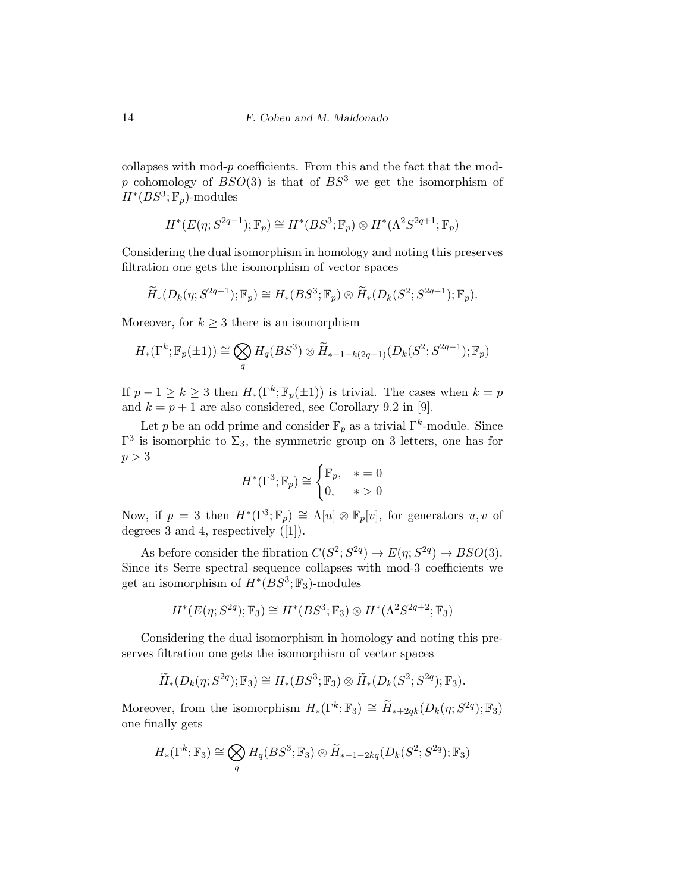collapses with mod-$p$ coefficients. From this and the fact that the mod-$p$ cohomology of $BSO(3)$ is that of $BS^3$ we get the isomorphism of $H^*(BS^3;\mathbb{F}_p)$-modules

$$H^*(E(\eta;S^{2q-1});\mathbb{F}_p) \cong H^*(BS^3;\mathbb{F}_p) \otimes H^*(\Lambda^2 S^{2q+1};\mathbb{F}_p)$$

Considering the dual isomorphism in homology and noting this preserves filtration one gets the isomorphism of vector spaces

$$\widetilde{H}_*(D_k(\eta;S^{2q-1});\mathbb{F}_p) \cong H_*(BS^3;\mathbb{F}_p) \otimes \widetilde{H}_*(D_k(S^2;S^{2q-1});\mathbb{F}_p).$$

Moreover, for $k \geq 3$ there is an isomorphism

$$H_*(\Gamma^k;\mathbb{F}_p(\pm 1)) \cong \bigotimes_q H_q(BS^3) \otimes \widetilde{H}_{*-1-k(2q-1)}(D_k(S^2;S^{2q-1});\mathbb{F}_p)$$

If $p-1 \geq k \geq 3$ then $H_*(\Gamma^k;\mathbb{F}_p(\pm 1))$ is trivial. The cases when $k=p$ and $k=p+1$ are also considered, see Corollary 9.2 in [9].

Let $p$ be an odd prime and consider $\mathbb{F}_p$ as a trivial $\Gamma^k$-module. Since $\Gamma^3$ is isomorphic to $\Sigma_3$, the symmetric group on 3 letters, one has for $p>3$

$$H^*(\Gamma^3;\mathbb{F}_p) \cong \begin{cases} \mathbb{F}_p, & * = 0 \\ 0, & * > 0 \end{cases}$$

Now, if $p=3$ then $H^*(\Gamma^3;\mathbb{F}_p) \cong \Lambda[u] \otimes \mathbb{F}_p[v]$, for generators $u, v$ of degrees 3 and 4, respectively ([1]).

As before consider the fibration $C(S^2;S^{2q}) \to E(\eta;S^{2q}) \to BSO(3)$. Since its Serre spectral sequence collapses with mod-3 coefficients we get an isomorphism of $H^*(BS^3;\mathbb{F}_3)$-modules

$$H^*(E(\eta;S^{2q});\mathbb{F}_3) \cong H^*(BS^3;\mathbb{F}_3) \otimes H^*(\Lambda^2 S^{2q+2};\mathbb{F}_3)$$

Considering the dual isomorphism in homology and noting this preserves filtration one gets the isomorphism of vector spaces

$$\widetilde{H}_*(D_k(\eta;S^{2q});\mathbb{F}_3) \cong H_*(BS^3;\mathbb{F}_3) \otimes \widetilde{H}_*(D_k(S^2;S^{2q});\mathbb{F}_3).$$

Moreover, from the isomorphism $H_*(\Gamma^k;\mathbb{F}_3) \cong \widetilde{H}_{*+2qk}(D_k(\eta;S^{2q});\mathbb{F}_3)$ one finally gets

$$H_*(\Gamma^k;\mathbb{F}_3) \cong \bigotimes_q H_q(BS^3;\mathbb{F}_3) \otimes \widetilde{H}_{*-1-2kq}(D_k(S^2;S^{2q});\mathbb{F}_3)$$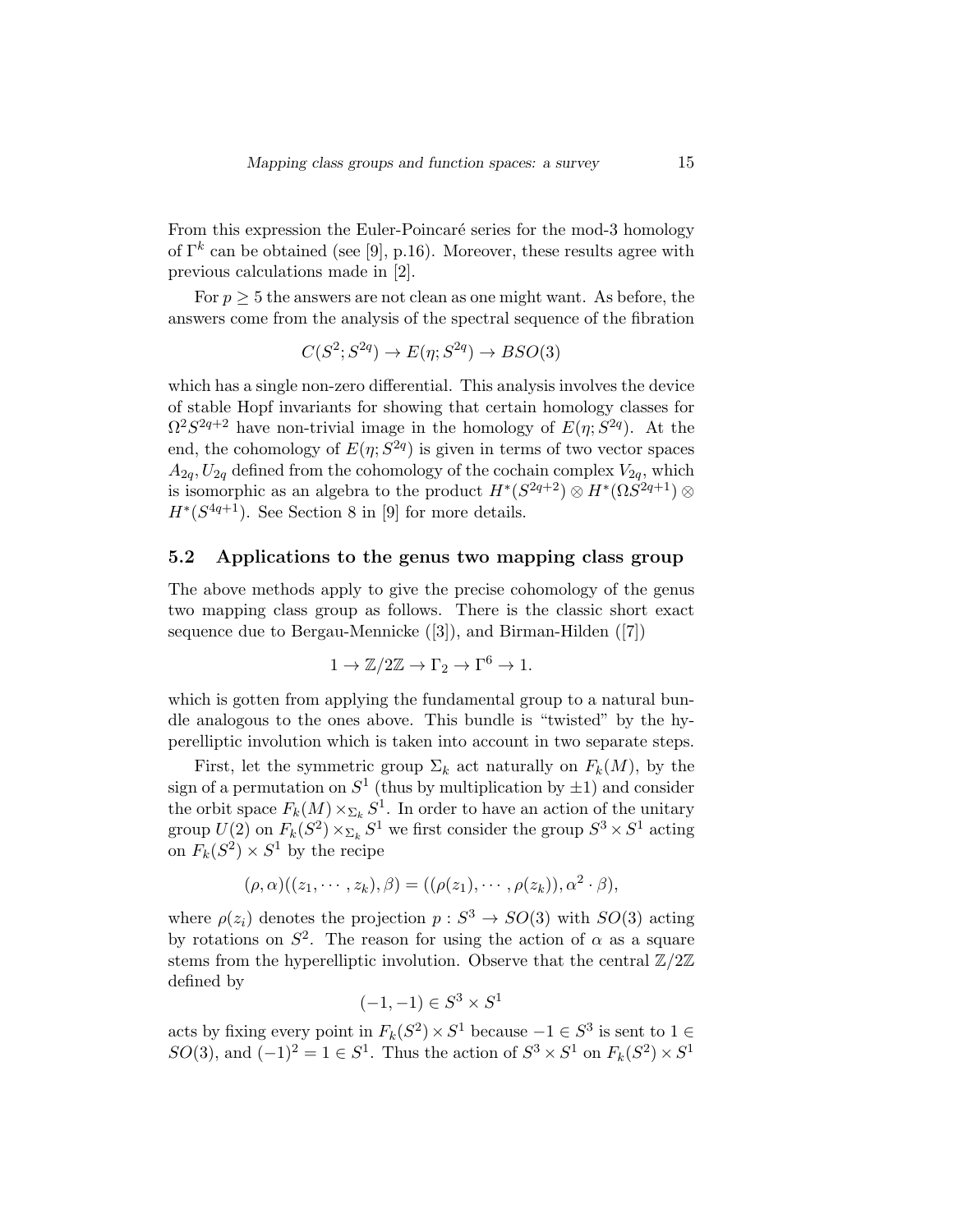From this expression the Euler-Poincaré series for the mod-3 homology of $\Gamma^k$ can be obtained (see [9], p.16). Moreover, these results agree with previous calculations made in [2].

For $p \geq 5$ the answers are not clean as one might want. As before, the answers come from the analysis of the spectral sequence of the fibration

$$C(S^2; S^{2q}) \to E(\eta; S^{2q}) \to BSO(3)$$

which has a single non-zero differential. This analysis involves the device of stable Hopf invariants for showing that certain homology classes for $\Omega^2 S^{2q+2}$ have non-trivial image in the homology of $E(\eta; S^{2q})$. At the end, the cohomology of $E(\eta; S^{2q})$ is given in terms of two vector spaces $A_{2q}, U_{2q}$ defined from the cohomology of the cochain complex $V_{2q}$, which is isomorphic as an algebra to the product $H^*(S^{2q+2}) \otimes H^*(\Omega S^{2q+1}) \otimes H^*(S^{4q+1})$. See Section 8 in [9] for more details.

### 5.2 Applications to the genus two mapping class group

The above methods apply to give the precise cohomology of the genus two mapping class group as follows. There is the classic short exact sequence due to Bergau-Mennicke ([3]), and Birman-Hilden ([7])

$$1 \to \mathbb{Z}/2\mathbb{Z} \to \Gamma_2 \to \Gamma^6 \to 1.$$

which is gotten from applying the fundamental group to a natural bundle analogous to the ones above. This bundle is "twisted" by the hyperelliptic involution which is taken into account in two separate steps.

First, let the symmetric group $\Sigma_k$ act naturally on $F_k(M)$, by the sign of a permutation on $S^1$ (thus by multiplication by $\pm 1$) and consider the orbit space $F_k(M) \times_{\Sigma_k} S^1$. In order to have an action of the unitary group $U(2)$ on $F_k(S^2) \times_{\Sigma_k} S^1$ we first consider the group $S^3 \times S^1$ acting on $F_k(S^2) \times S^1$ by the recipe

$$(\rho, \alpha)((z_1, \cdots, z_k), \beta) = ((\rho(z_1), \cdots, \rho(z_k)), \alpha^2 \cdot \beta),$$

where $\rho(z_i)$ denotes the projection $p : S^3 \to SO(3)$ with $SO(3)$ acting by rotations on $S^2$. The reason for using the action of $\alpha$ as a square stems from the hyperelliptic involution. Observe that the central $\mathbb{Z}/2\mathbb{Z}$ defined by

$$(-1, -1) \in S^3 \times S^1$$

acts by fixing every point in $F_k(S^2) \times S^1$ because $-1 \in S^3$ is sent to $1 \in SO(3)$, and $(-1)^2 = 1 \in S^1$. Thus the action of $S^3 \times S^1$ on $F_k(S^2) \times S^1$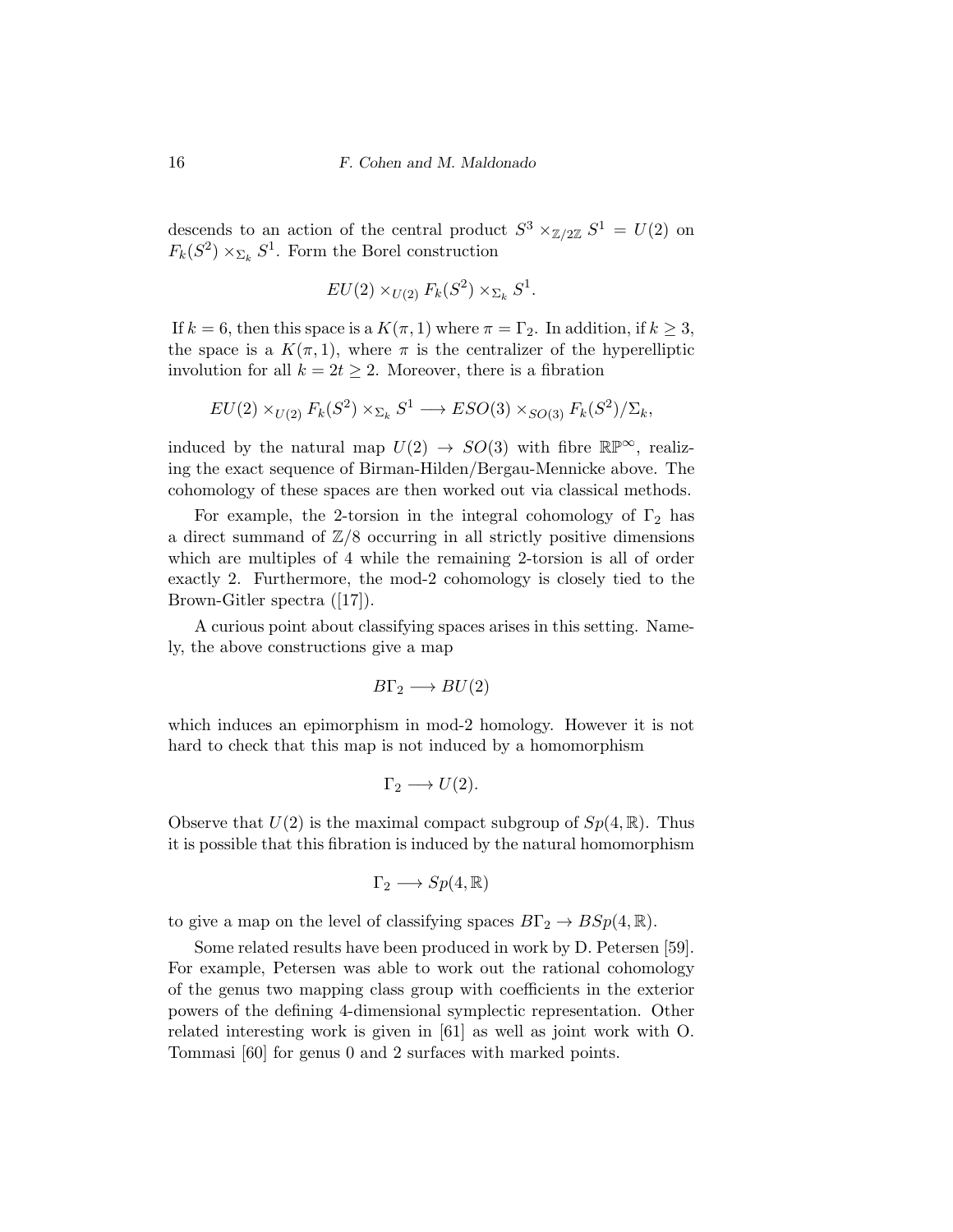descends to an action of the central product $S^3 \times_{\mathbb{Z}/2\mathbb{Z}} S^1 = U(2)$ on $F_k(S^2) \times_{\Sigma_k} S^1$. Form the Borel construction

$$EU(2) \times_{U(2)} F_k(S^2) \times_{\Sigma_k} S^1.$$

If $k = 6$, then this space is a $K(\pi, 1)$ where $\pi = \Gamma_2$. In addition, if $k \geq 3$, the space is a $K(\pi, 1)$, where $\pi$ is the centralizer of the hyperelliptic involution for all $k = 2t \geq 2$. Moreover, there is a fibration

$$EU(2) \times_{U(2)} F_k(S^2) \times_{\Sigma_k} S^1 \longrightarrow ESO(3) \times_{SO(3)} F_k(S^2)/\Sigma_k,$$

induced by the natural map $U(2) \to SO(3)$ with fibre $\mathbb{RP}^\infty$, realizing the exact sequence of Birman-Hilden/Bergau-Mennicke above. The cohomology of these spaces are then worked out via classical methods.

For example, the 2-torsion in the integral cohomology of $\Gamma_2$ has a direct summand of $\mathbb{Z}/8$ occurring in all strictly positive dimensions which are multiples of 4 while the remaining 2-torsion is all of order exactly 2. Furthermore, the mod-2 cohomology is closely tied to the Brown-Gitler spectra ([17]).

A curious point about classifying spaces arises in this setting. Namely, the above constructions give a map

$$B\Gamma_2 \longrightarrow BU(2)$$

which induces an epimorphism in mod-2 homology. However it is not hard to check that this map is not induced by a homomorphism

$$\Gamma_2 \longrightarrow U(2).$$

Observe that $U(2)$ is the maximal compact subgroup of $Sp(4, \mathbb{R})$. Thus it is possible that this fibration is induced by the natural homomorphism

$$\Gamma_2 \longrightarrow Sp(4, \mathbb{R})$$

to give a map on the level of classifying spaces $B\Gamma_2 \to BSp(4, \mathbb{R})$.

Some related results have been produced in work by D. Petersen [59]. For example, Petersen was able to work out the rational cohomology of the genus two mapping class group with coefficients in the exterior powers of the defining 4-dimensional symplectic representation. Other related interesting work is given in [61] as well as joint work with O. Tommasi [60] for genus 0 and 2 surfaces with marked points.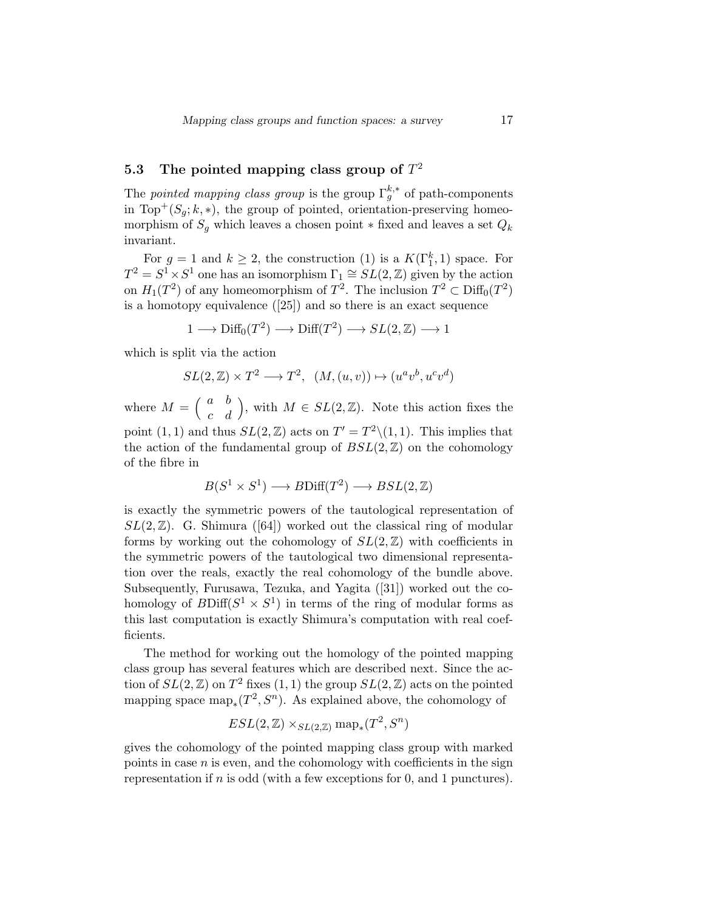### 5.3 The pointed mapping class group of $T^2$

The *pointed mapping class group* is the group $\Gamma_g^{k,*}$ of path-components in $\mathrm{Top}^+(S_g; k, *)$, the group of pointed, orientation-preserving homeomorphism of $S_g$ which leaves a chosen point $*$ fixed and leaves a set $Q_k$ invariant.

For $g = 1$ and $k \geq 2$, the construction (1) is a $K(\Gamma_1^k, 1)$ space. For $T^2 = S^1 \times S^1$ one has an isomorphism $\Gamma_1 \cong SL(2,\mathbb{Z})$ given by the action on $H_1(T^2)$ of any homeomorphism of $T^2$. The inclusion $T^2 \subset \mathrm{Diff}_0(T^2)$ is a homotopy equivalence ([25]) and so there is an exact sequence

$$1 \longrightarrow \mathrm{Diff}_0(T^2) \longrightarrow \mathrm{Diff}(T^2) \longrightarrow SL(2,\mathbb{Z}) \longrightarrow 1$$

which is split via the action

$$SL(2,\mathbb{Z}) \times T^2 \longrightarrow T^2, \ \ (M,(u,v)) \mapsto (u^a v^b, u^c v^d)$$

where $M = \begin{pmatrix} a & b \\ c & d \end{pmatrix}$, with $M \in SL(2,\mathbb{Z})$. Note this action fixes the point $(1,1)$ and thus $SL(2,\mathbb{Z})$ acts on $T' = T^2 \backslash (1,1)$. This implies that the action of the fundamental group of $BSL(2,\mathbb{Z})$ on the cohomology of the fibre in

$$B(S^1 \times S^1) \longrightarrow B\mathrm{Diff}(T^2) \longrightarrow BSL(2,\mathbb{Z})$$

is exactly the symmetric powers of the tautological representation of $SL(2,\mathbb{Z})$. G. Shimura ([64]) worked out the classical ring of modular forms by working out the cohomology of $SL(2,\mathbb{Z})$ with coefficients in the symmetric powers of the tautological two dimensional representation over the reals, exactly the real cohomology of the bundle above. Subsequently, Furusawa, Tezuka, and Yagita ([31]) worked out the cohomology of $B\mathrm{Diff}(S^1 \times S^1)$ in terms of the ring of modular forms as this last computation is exactly Shimura's computation with real coefficients.

The method for working out the homology of the pointed mapping class group has several features which are described next. Since the action of $SL(2,\mathbb{Z})$ on $T^2$ fixes $(1,1)$ the group $SL(2,\mathbb{Z})$ acts on the pointed mapping space $\mathrm{map}_*(T^2, S^n)$. As explained above, the cohomology of

$$ESL(2,\mathbb{Z}) \times_{SL(2,\mathbb{Z})} \mathrm{map}_*(T^2, S^n)$$

gives the cohomology of the pointed mapping class group with marked points in case $n$ is even, and the cohomology with coefficients in the sign representation if $n$ is odd (with a few exceptions for 0, and 1 punctures).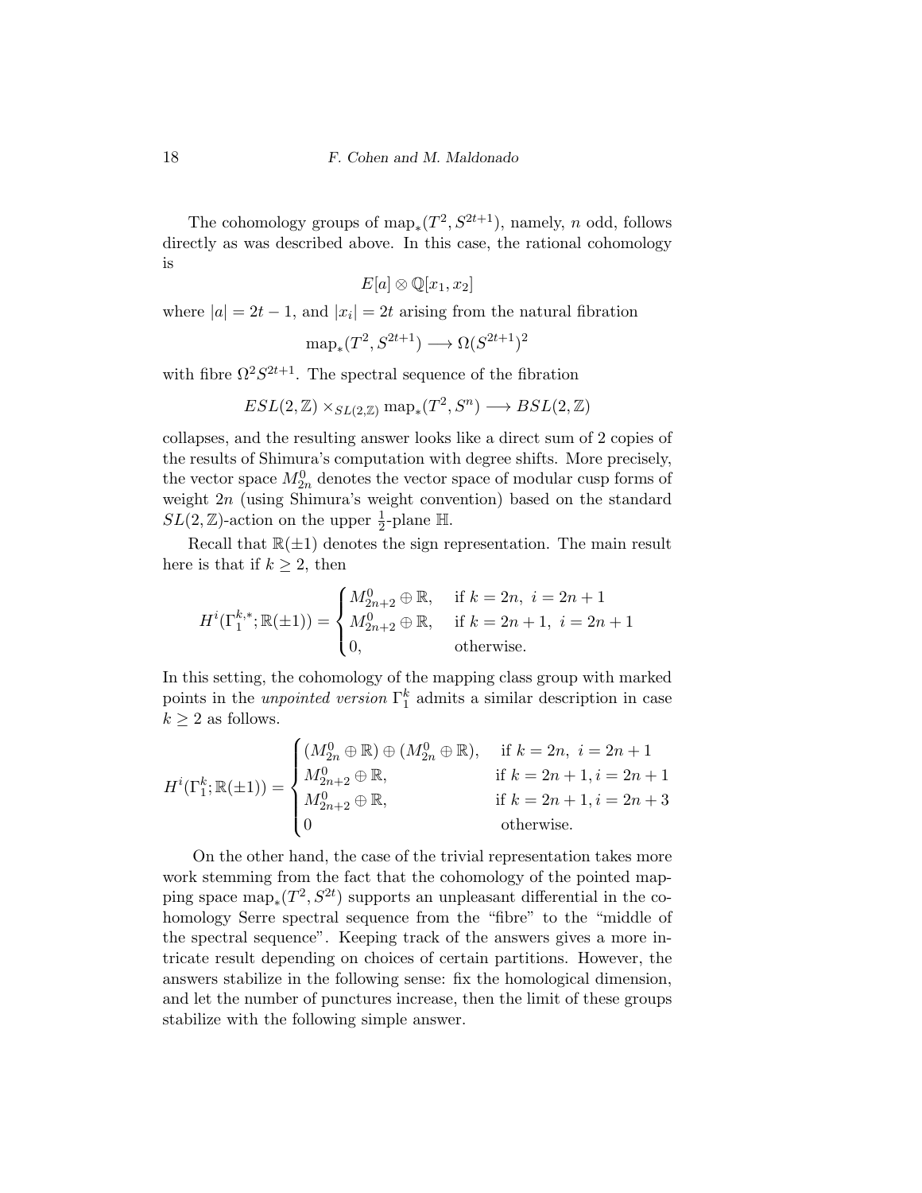The cohomology groups of $\mathrm{map}_*(T^2, S^{2t+1})$, namely, $n$ odd, follows directly as was described above. In this case, the rational cohomology is

$$E[a] \otimes \mathbb{Q}[x_1, x_2]$$

where $|a| = 2t - 1$, and $|x_i| = 2t$ arising from the natural fibration

$$\mathrm{map}_*(T^2, S^{2t+1}) \longrightarrow \Omega(S^{2t+1})^2$$

with fibre $\Omega^2 S^{2t+1}$. The spectral sequence of the fibration

$$ESL(2,\mathbb{Z}) \times_{SL(2,\mathbb{Z})} \mathrm{map}_*(T^2, S^n) \longrightarrow BSL(2,\mathbb{Z})$$

collapses, and the resulting answer looks like a direct sum of 2 copies of the results of Shimura's computation with degree shifts. More precisely, the vector space $M^0_{2n}$ denotes the vector space of modular cusp forms of weight $2n$ (using Shimura's weight convention) based on the standard $SL(2,\mathbb{Z})$-action on the upper $\frac{1}{2}$-plane $\mathbb{H}$.

Recall that $\mathbb{R}(\pm 1)$ denotes the sign representation. The main result here is that if $k \geq 2$, then

$$H^i(\Gamma_1^{k,*}; \mathbb{R}(\pm 1)) = \begin{cases} M^0_{2n+2} \oplus \mathbb{R}, & \text{if } k = 2n,\ i = 2n+1 \\ M^0_{2n+2} \oplus \mathbb{R}, & \text{if } k = 2n+1,\ i = 2n+1 \\ 0, & \text{otherwise.} \end{cases}$$

In this setting, the cohomology of the mapping class group with marked points in the *unpointed version* $\Gamma_1^k$ admits a similar description in case $k \geq 2$ as follows.

$$H^i(\Gamma_1^k; \mathbb{R}(\pm 1)) = \begin{cases} (M^0_{2n} \oplus \mathbb{R}) \oplus (M^0_{2n} \oplus \mathbb{R}), & \text{if } k = 2n,\ i = 2n+1 \\ M^0_{2n+2} \oplus \mathbb{R}, & \text{if } k = 2n+1, i = 2n+1 \\ M^0_{2n+2} \oplus \mathbb{R}, & \text{if } k = 2n+1, i = 2n+3 \\ 0 & \text{otherwise.} \end{cases}$$

On the other hand, the case of the trivial representation takes more work stemming from the fact that the cohomology of the pointed mapping space $\mathrm{map}_*(T^2, S^{2t})$ supports an unpleasant differential in the cohomology Serre spectral sequence from the "fibre" to the "middle of the spectral sequence". Keeping track of the answers gives a more intricate result depending on choices of certain partitions. However, the answers stabilize in the following sense: fix the homological dimension, and let the number of punctures increase, then the limit of these groups stabilize with the following simple answer.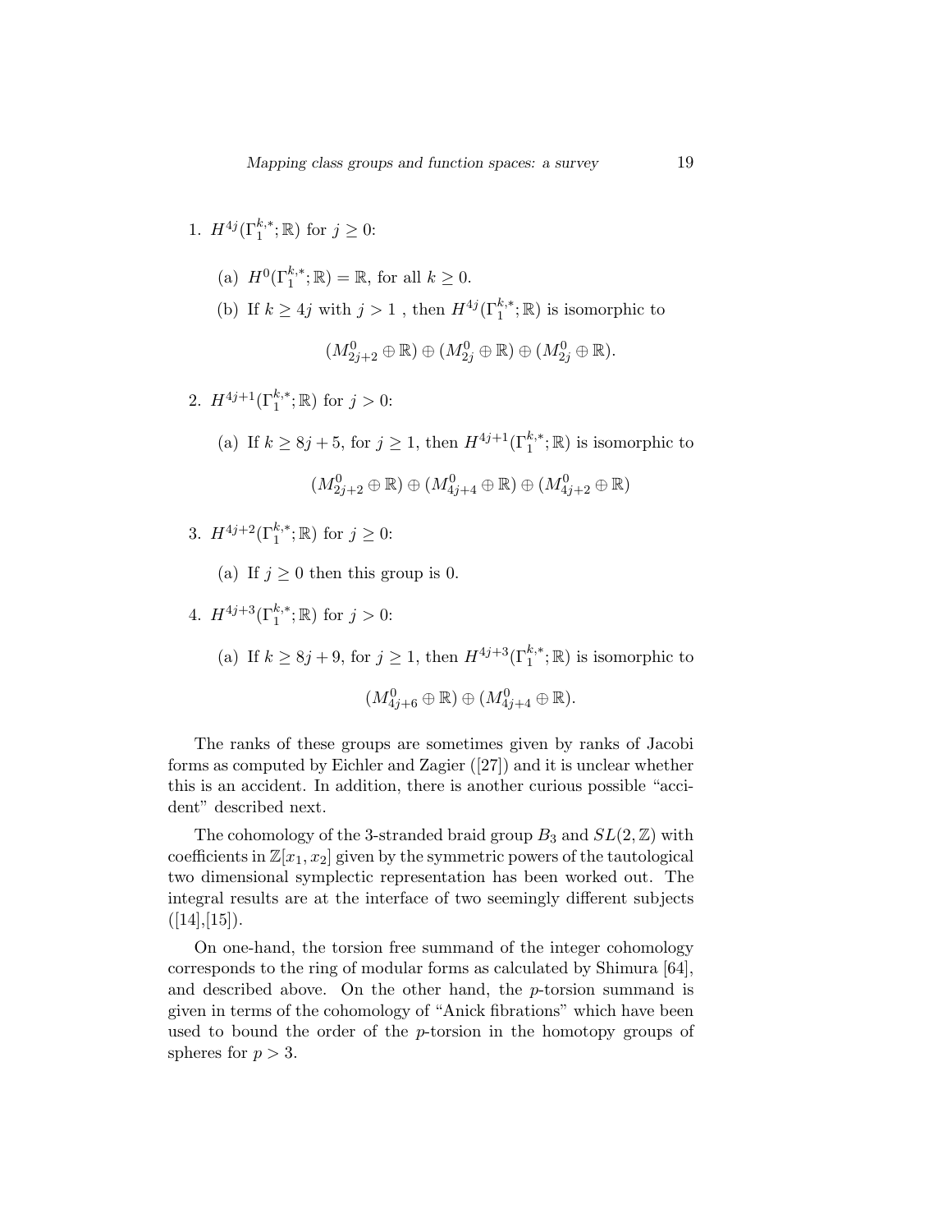1. $H^{4j}(\Gamma_1^{k,*};\mathbb{R})$ for $j \geq 0$:

   (a) $H^0(\Gamma_1^{k,*};\mathbb{R}) = \mathbb{R}$, for all $k \geq 0$.

   (b) If $k \geq 4j$ with $j > 1$ , then $H^{4j}(\Gamma_1^{k,*};\mathbb{R})$ is isomorphic to

   $$(M^0_{2j+2} \oplus \mathbb{R}) \oplus (M^0_{2j} \oplus \mathbb{R}) \oplus (M^0_{2j} \oplus \mathbb{R}).$$

2. $H^{4j+1}(\Gamma_1^{k,*};\mathbb{R})$ for $j > 0$:

   (a) If $k \geq 8j + 5$, for $j \geq 1$, then $H^{4j+1}(\Gamma_1^{k,*};\mathbb{R})$ is isomorphic to

   $$(M^0_{2j+2} \oplus \mathbb{R}) \oplus (M^0_{4j+4} \oplus \mathbb{R}) \oplus (M^0_{4j+2} \oplus \mathbb{R})$$

3. $H^{4j+2}(\Gamma_1^{k,*};\mathbb{R})$ for $j \geq 0$:

   (a) If $j \geq 0$ then this group is 0.

4. $H^{4j+3}(\Gamma_1^{k,*};\mathbb{R})$ for $j > 0$:

   (a) If $k \geq 8j + 9$, for $j \geq 1$, then $H^{4j+3}(\Gamma_1^{k,*};\mathbb{R})$ is isomorphic to

   $$(M^0_{4j+6} \oplus \mathbb{R}) \oplus (M^0_{4j+4} \oplus \mathbb{R}).$$

The ranks of these groups are sometimes given by ranks of Jacobi forms as computed by Eichler and Zagier ([27]) and it is unclear whether this is an accident. In addition, there is another curious possible "accident" described next.

The cohomology of the 3-stranded braid group $B_3$ and $SL(2,\mathbb{Z})$ with coefficients in $\mathbb{Z}[x_1, x_2]$ given by the symmetric powers of the tautological two dimensional symplectic representation has been worked out. The integral results are at the interface of two seemingly different subjects ([14],[15]).

On one-hand, the torsion free summand of the integer cohomology corresponds to the ring of modular forms as calculated by Shimura [64], and described above. On the other hand, the $p$-torsion summand is given in terms of the cohomology of "Anick fibrations" which have been used to bound the order of the $p$-torsion in the homotopy groups of spheres for $p > 3$.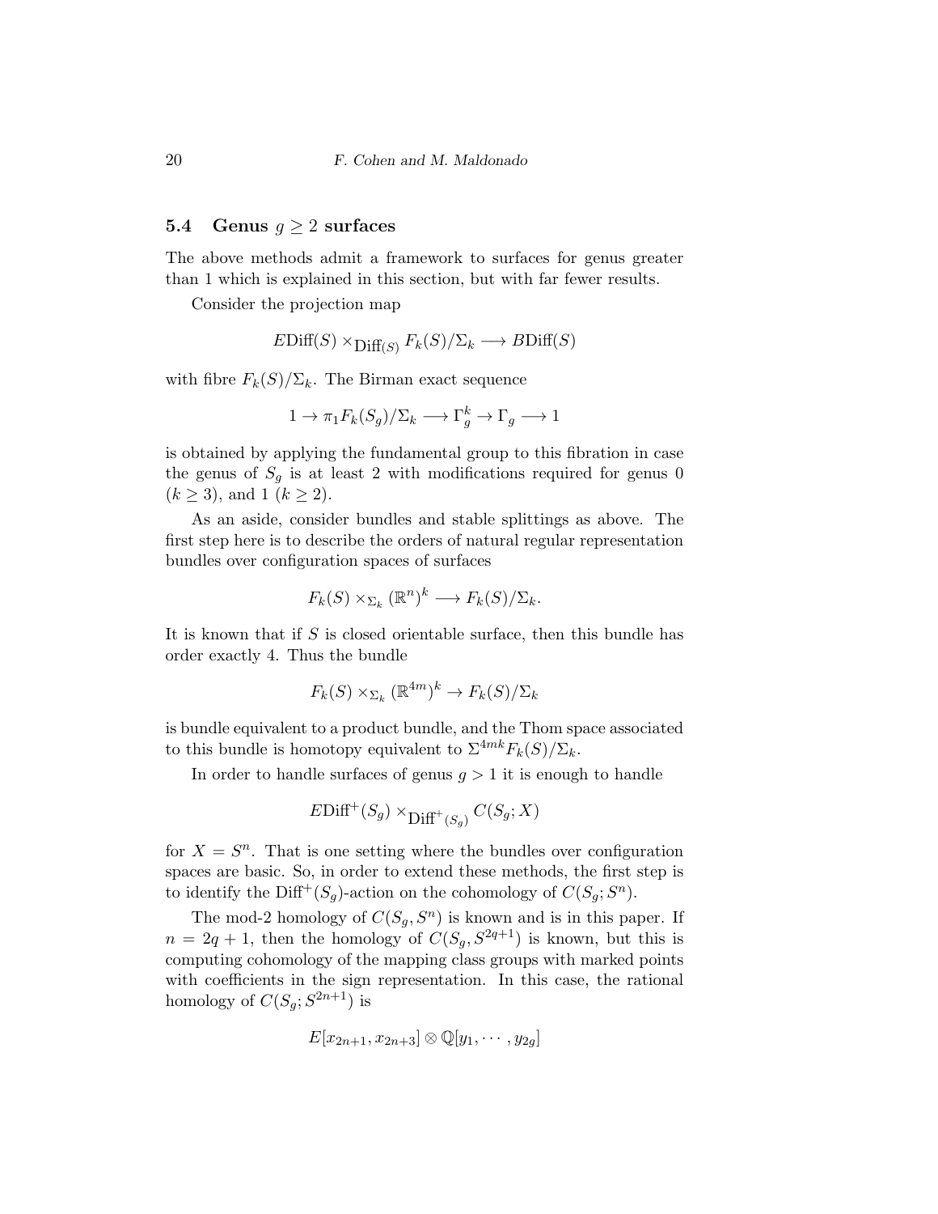## 5.4 Genus $g \geq 2$ surfaces

The above methods admit a framework to surfaces for genus greater than 1 which is explained in this section, but with far fewer results.

Consider the projection map

$$E\mathrm{Diff}(S) \times_{\mathrm{Diff}(S)} F_k(S)/\Sigma_k \longrightarrow B\mathrm{Diff}(S)$$

with fibre $F_k(S)/\Sigma_k$. The Birman exact sequence

$$1 \to \pi_1 F_k(S_g)/\Sigma_k \longrightarrow \Gamma_g^k \to \Gamma_g \longrightarrow 1$$

is obtained by applying the fundamental group to this fibration in case the genus of $S_g$ is at least 2 with modifications required for genus 0 ($k \geq 3$), and 1 ($k \geq 2$).

As an aside, consider bundles and stable splittings as above. The first step here is to describe the orders of natural regular representation bundles over configuration spaces of surfaces

$$F_k(S) \times_{\Sigma_k} (\mathbb{R}^n)^k \longrightarrow F_k(S)/\Sigma_k.$$

It is known that if $S$ is closed orientable surface, then this bundle has order exactly 4. Thus the bundle

$$F_k(S) \times_{\Sigma_k} (\mathbb{R}^{4m})^k \to F_k(S)/\Sigma_k$$

is bundle equivalent to a product bundle, and the Thom space associated to this bundle is homotopy equivalent to $\Sigma^{4mk} F_k(S)/\Sigma_k$.

In order to handle surfaces of genus $g > 1$ it is enough to handle

$$E\mathrm{Diff}^+(S_g) \times_{\mathrm{Diff}^+(S_g)} C(S_g; X)$$

for $X = S^n$. That is one setting where the bundles over configuration spaces are basic. So, in order to extend these methods, the first step is to identify the $\mathrm{Diff}^+(S_g)$-action on the cohomology of $C(S_g; S^n)$.

The mod-2 homology of $C(S_g, S^n)$ is known and is in this paper. If $n = 2q + 1$, then the homology of $C(S_g, S^{2q+1})$ is known, but this is computing cohomology of the mapping class groups with marked points with coefficients in the sign representation. In this case, the rational homology of $C(S_g; S^{2n+1})$ is

$$E[x_{2n+1}, x_{2n+3}] \otimes \mathbb{Q}[y_1, \cdots, y_{2g}]$$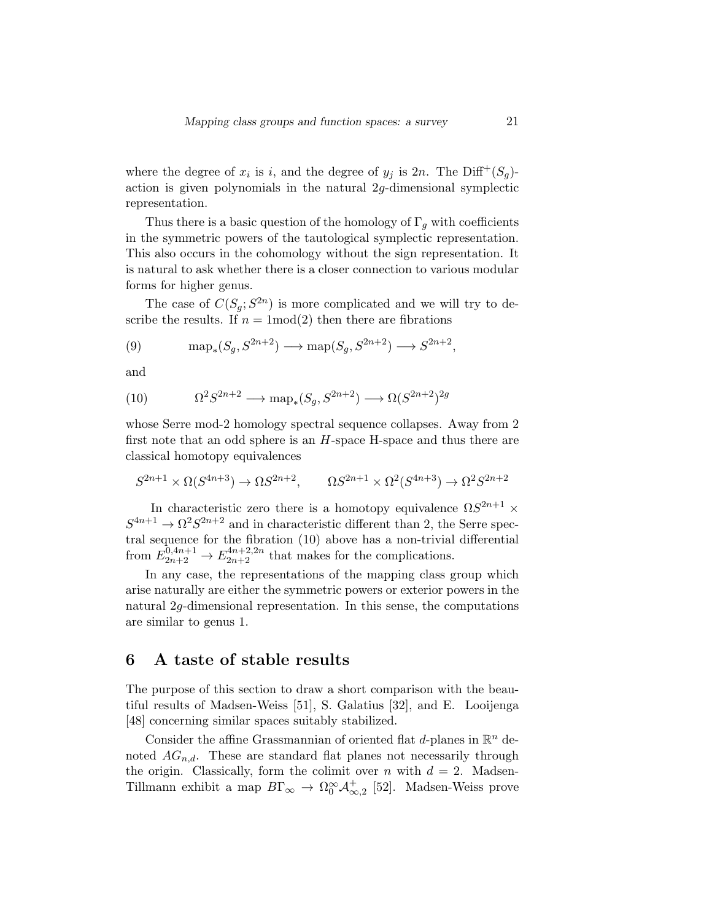where the degree of $x_i$ is $i$, and the degree of $y_j$ is $2n$. The $\mathrm{Diff}^+(S_g)$-action is given polynomials in the natural $2g$-dimensional symplectic representation.

Thus there is a basic question of the homology of $\Gamma_g$ with coefficients in the symmetric powers of the tautological symplectic representation. This also occurs in the cohomology without the sign representation. It is natural to ask whether there is a closer connection to various modular forms for higher genus.

The case of $C(S_g; S^{2n})$ is more complicated and we will try to describe the results. If $n = 1 \mathrm{mod}(2)$ then there are fibrations

$$\mathrm{map}_*(S_g, S^{2n+2}) \longrightarrow \mathrm{map}(S_g, S^{2n+2}) \longrightarrow S^{2n+2}, \tag{9}$$

and

$$\Omega^2 S^{2n+2} \longrightarrow \mathrm{map}_*(S_g, S^{2n+2}) \longrightarrow \Omega(S^{2n+2})^{2g} \tag{10}$$

whose Serre mod-2 homology spectral sequence collapses. Away from 2 first note that an odd sphere is an $H$-space H-space and thus there are classical homotopy equivalences

$$S^{2n+1} \times \Omega(S^{4n+3}) \to \Omega S^{2n+2}, \qquad \Omega S^{2n+1} \times \Omega^2(S^{4n+3}) \to \Omega^2 S^{2n+2}$$

In characteristic zero there is a homotopy equivalence $\Omega S^{2n+1} \times S^{4n+1} \to \Omega^2 S^{2n+2}$ and in characteristic different than 2, the Serre spectral sequence for the fibration (10) above has a non-trivial differential from $E^{0,4n+1}_{2n+2} \to E^{4n+2,2n}_{2n+2}$ that makes for the complications.

In any case, the representations of the mapping class group which arise naturally are either the symmetric powers or exterior powers in the natural $2g$-dimensional representation. In this sense, the computations are similar to genus 1.

## 6 A taste of stable results

The purpose of this section to draw a short comparison with the beautiful results of Madsen-Weiss [51], S. Galatius [32], and E. Looijenga [48] concerning similar spaces suitably stabilized.

Consider the affine Grassmannian of oriented flat $d$-planes in $\mathbb{R}^n$ denoted $AG_{n,d}$. These are standard flat planes not necessarily through the origin. Classically, form the colimit over $n$ with $d = 2$. Madsen-Tillmann exhibit a map $B\Gamma_\infty \to \Omega^\infty_0 \mathcal{A}^+_{\infty,2}$ [52]. Madsen-Weiss prove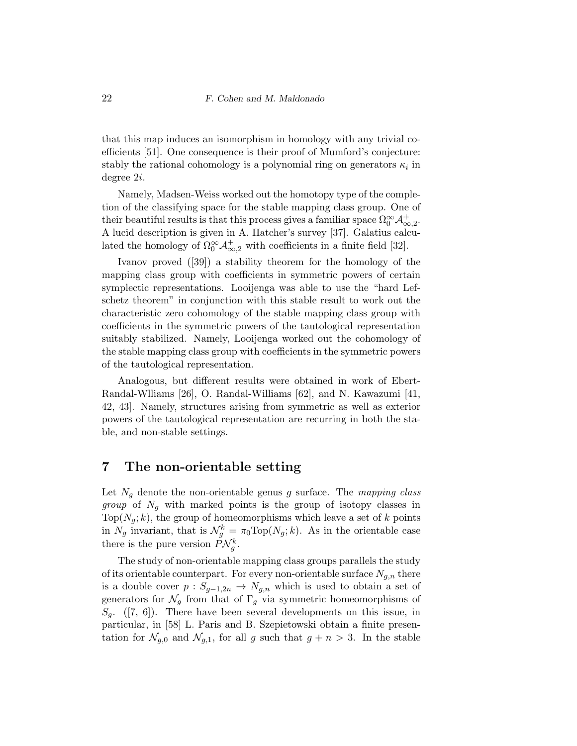that this map induces an isomorphism in homology with any trivial coefficients [51]. One consequence is their proof of Mumford's conjecture: stably the rational cohomology is a polynomial ring on generators $\kappa_i$ in degree $2i$.

Namely, Madsen-Weiss worked out the homotopy type of the completion of the classifying space for the stable mapping class group. One of their beautiful results is that this process gives a familiar space $\Omega_0^\infty \mathcal{A}_{\infty,2}^+$. A lucid description is given in A. Hatcher's survey [37]. Galatius calculated the homology of $\Omega_0^\infty \mathcal{A}_{\infty,2}^+$ with coefficients in a finite field [32].

Ivanov proved ([39]) a stability theorem for the homology of the mapping class group with coefficients in symmetric powers of certain symplectic representations. Looijenga was able to use the "hard Lefschetz theorem" in conjunction with this stable result to work out the characteristic zero cohomology of the stable mapping class group with coefficients in the symmetric powers of the tautological representation suitably stabilized. Namely, Looijenga worked out the cohomology of the stable mapping class group with coefficients in the symmetric powers of the tautological representation.

Analogous, but different results were obtained in work of Ebert-Randal-Wlliams [26], O. Randal-Williams [62], and N. Kawazumi [41, 42, 43]. Namely, structures arising from symmetric as well as exterior powers of the tautological representation are recurring in both the stable, and non-stable settings.

## 7 The non-orientable setting

Let $N_g$ denote the non-orientable genus $g$ surface. The *mapping class group* of $N_g$ with marked points is the group of isotopy classes in $\mathrm{Top}(N_g; k)$, the group of homeomorphisms which leave a set of $k$ points in $N_g$ invariant, that is $\mathcal{N}_g^k = \pi_0 \mathrm{Top}(N_g; k)$. As in the orientable case there is the pure version $P\mathcal{N}_g^k$.

The study of non-orientable mapping class groups parallels the study of its orientable counterpart. For every non-orientable surface $N_{g,n}$ there is a double cover $p : S_{g-1,2n} \to N_{g,n}$ which is used to obtain a set of generators for $\mathcal{N}_g$ from that of $\Gamma_g$ via symmetric homeomorphisms of $S_g$. ([7, 6]). There have been several developments on this issue, in particular, in [58] L. Paris and B. Szepietowski obtain a finite presentation for $\mathcal{N}_{g,0}$ and $\mathcal{N}_{g,1}$, for all $g$ such that $g + n > 3$. In the stable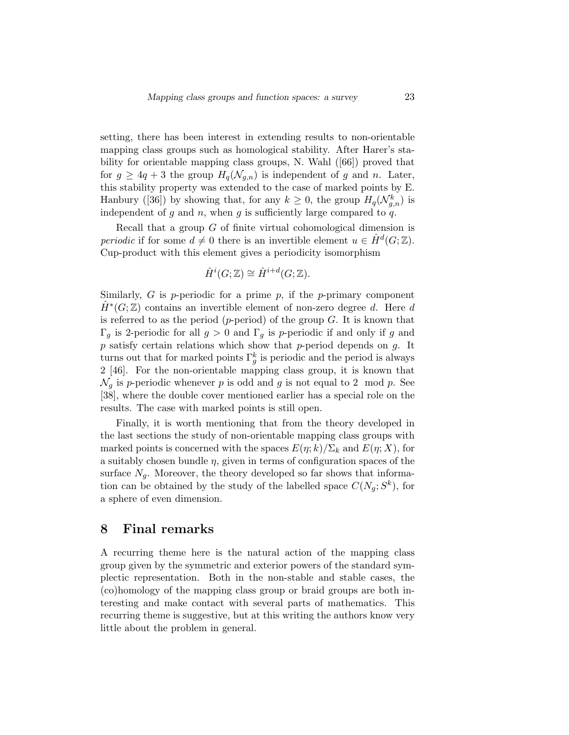setting, there has been interest in extending results to non-orientable mapping class groups such as homological stability. After Harer's stability for orientable mapping class groups, N. Wahl ([66]) proved that for $g \geq 4q+3$ the group $H_q(\mathcal{N}_{g,n})$ is independent of $g$ and $n$. Later, this stability property was extended to the case of marked points by E. Hanbury ([36]) by showing that, for any $k \geq 0$, the group $H_q(\mathcal{N}^k_{g,n})$ is independent of $g$ and $n$, when $g$ is sufficiently large compared to $q$.

Recall that a group $G$ of finite virtual cohomological dimension is *periodic* if for some $d \neq 0$ there is an invertible element $u \in \hat{H}^d(G;\mathbb{Z})$. Cup-product with this element gives a periodicity isomorphism

$$\hat{H}^i(G;\mathbb{Z}) \cong \hat{H}^{i+d}(G;\mathbb{Z}).$$

Similarly, $G$ is $p$-periodic for a prime $p$, if the $p$-primary component $\hat{H}^*(G;\mathbb{Z})$ contains an invertible element of non-zero degree $d$. Here $d$ is referred to as the period ($p$-period) of the group $G$. It is known that $\Gamma_g$ is 2-periodic for all $g > 0$ and $\Gamma_g$ is $p$-periodic if and only if $g$ and $p$ satisfy certain relations which show that $p$-period depends on $g$. It turns out that for marked points $\Gamma^k_g$ is periodic and the period is always 2 [46]. For the non-orientable mapping class group, it is known that $\mathcal{N}_g$ is $p$-periodic whenever $p$ is odd and $g$ is not equal to $2 \mod p$. See [38], where the double cover mentioned earlier has a special role on the results. The case with marked points is still open.

Finally, it is worth mentioning that from the theory developed in the last sections the study of non-orientable mapping class groups with marked points is concerned with the spaces $E(\eta;k)/\Sigma_k$ and $E(\eta;X)$, for a suitably chosen bundle $\eta$, given in terms of configuration spaces of the surface $N_g$. Moreover, the theory developed so far shows that information can be obtained by the study of the labelled space $C(N_g;S^k)$, for a sphere of even dimension.

## 8 Final remarks

A recurring theme here is the natural action of the mapping class group given by the symmetric and exterior powers of the standard symplectic representation. Both in the non-stable and stable cases, the (co)homology of the mapping class group or braid groups are both interesting and make contact with several parts of mathematics. This recurring theme is suggestive, but at this writing the authors know very little about the problem in general.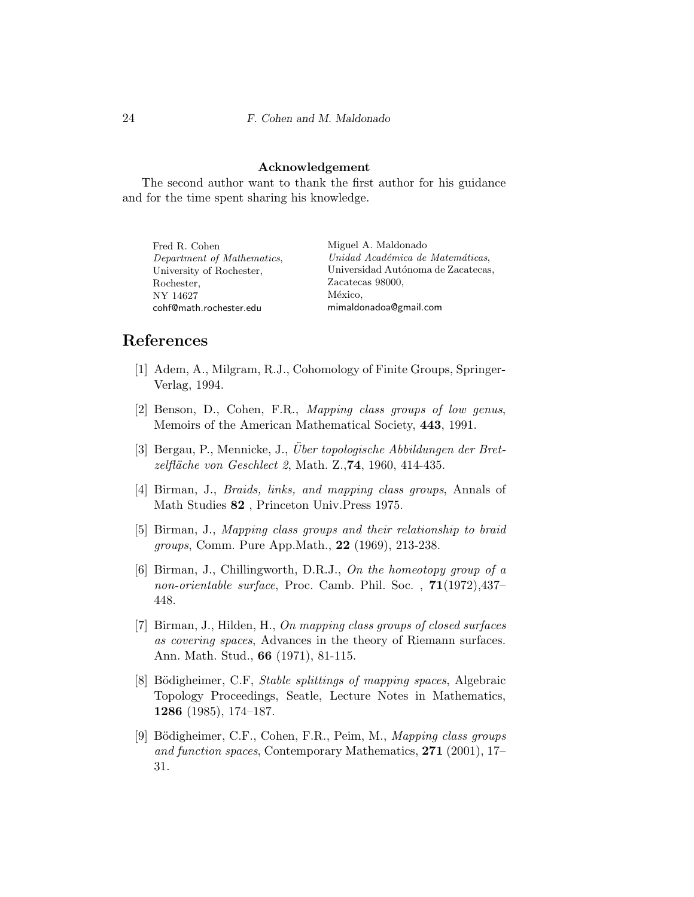**Acknowledgement**

The second author want to thank the first author for his guidance and for the time spent sharing his knowledge.

Fred R. Cohen
*Department of Mathematics*,
University of Rochester,
Rochester,
NY 14627
cohf@math.rochester.edu

Miguel A. Maldonado
*Unidad Académica de Matemáticas*,
Universidad Autónoma de Zacatecas,
Zacatecas 98000,
México,
mimaldonadoa@gmail.com

## References

[1] Adem, A., Milgram, R.J., Cohomology of Finite Groups, Springer-Verlag, 1994.

[2] Benson, D., Cohen, F.R., *Mapping class groups of low genus*, Memoirs of the American Mathematical Society, **443**, 1991.

[3] Bergau, P., Mennicke, J., *Über topologische Abbildungen der Bretzelfläche von Geschlect 2*, Math. Z.,**74**, 1960, 414-435.

[4] Birman, J., *Braids, links, and mapping class groups*, Annals of Math Studies **82** , Princeton Univ.Press 1975.

[5] Birman, J., *Mapping class groups and their relationship to braid groups*, Comm. Pure App.Math., **22** (1969), 213-238.

[6] Birman, J., Chillingworth, D.R.J., *On the homeotopy group of a non-orientable surface*, Proc. Camb. Phil. Soc. , **71**(1972),437–448.

[7] Birman, J., Hilden, H., *On mapping class groups of closed surfaces as covering spaces*, Advances in the theory of Riemann surfaces. Ann. Math. Stud., **66** (1971), 81-115.

[8] Bödigheimer, C.F, *Stable splittings of mapping spaces*, Algebraic Topology Proceedings, Seatle, Lecture Notes in Mathematics, **1286** (1985), 174–187.

[9] Bödigheimer, C.F., Cohen, F.R., Peim, M., *Mapping class groups and function spaces*, Contemporary Mathematics, **271** (2001), 17–31.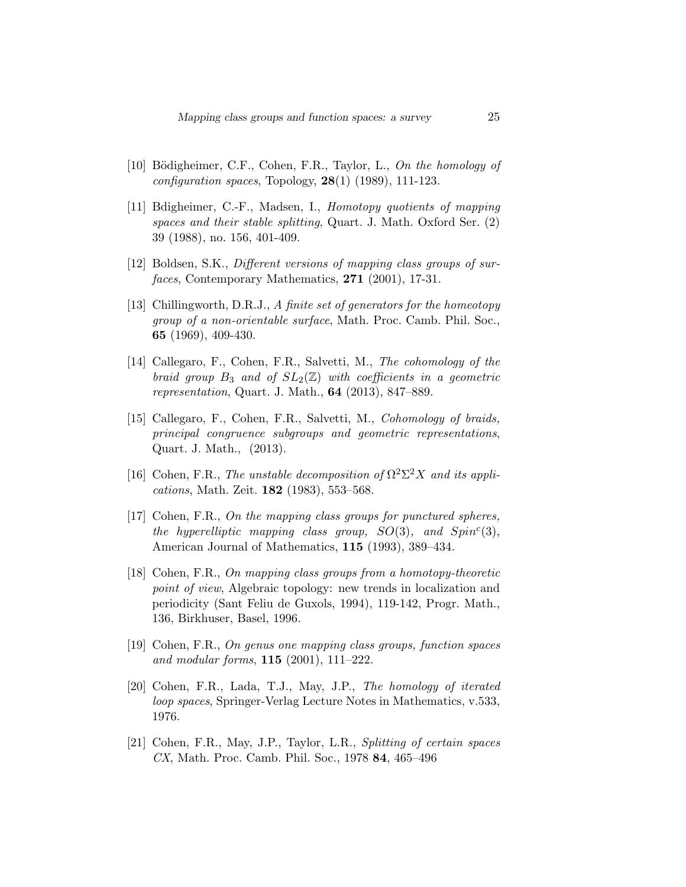[10] Bödigheimer, C.F., Cohen, F.R., Taylor, L., *On the homology of configuration spaces*, Topology, **28**(1) (1989), 111-123.

[11] Bdigheimer, C.-F., Madsen, I., *Homotopy quotients of mapping spaces and their stable splitting*, Quart. J. Math. Oxford Ser. (2) 39 (1988), no. 156, 401-409.

[12] Boldsen, S.K., *Different versions of mapping class groups of surfaces*, Contemporary Mathematics, **271** (2001), 17-31.

[13] Chillingworth, D.R.J., *A finite set of generators for the homeotopy group of a non-orientable surface*, Math. Proc. Camb. Phil. Soc., **65** (1969), 409-430.

[14] Callegaro, F., Cohen, F.R., Salvetti, M., *The cohomology of the braid group $B_3$ and of $SL_2(\mathbb{Z})$ with coefficients in a geometric representation*, Quart. J. Math., **64** (2013), 847–889.

[15] Callegaro, F., Cohen, F.R., Salvetti, M., *Cohomology of braids, principal congruence subgroups and geometric representations*, Quart. J. Math., (2013).

[16] Cohen, F.R., *The unstable decomposition of $\Omega^2\Sigma^2X$ and its applications*, Math. Zeit. **182** (1983), 553–568.

[17] Cohen, F.R., *On the mapping class groups for punctured spheres, the hyperelliptic mapping class group, $SO(3)$, and $Spin^c(3)$*, American Journal of Mathematics, **115** (1993), 389–434.

[18] Cohen, F.R., *On mapping class groups from a homotopy-theoretic point of view*, Algebraic topology: new trends in localization and periodicity (Sant Feliu de Guxols, 1994), 119-142, Progr. Math., 136, Birkhuser, Basel, 1996.

[19] Cohen, F.R., *On genus one mapping class groups, function spaces and modular forms*, **115** (2001), 111–222.

[20] Cohen, F.R., Lada, T.J., May, J.P., *The homology of iterated loop spaces*, Springer-Verlag Lecture Notes in Mathematics, v.533, 1976.

[21] Cohen, F.R., May, J.P., Taylor, L.R., *Splitting of certain spaces CX*, Math. Proc. Camb. Phil. Soc., 1978 **84**, 465–496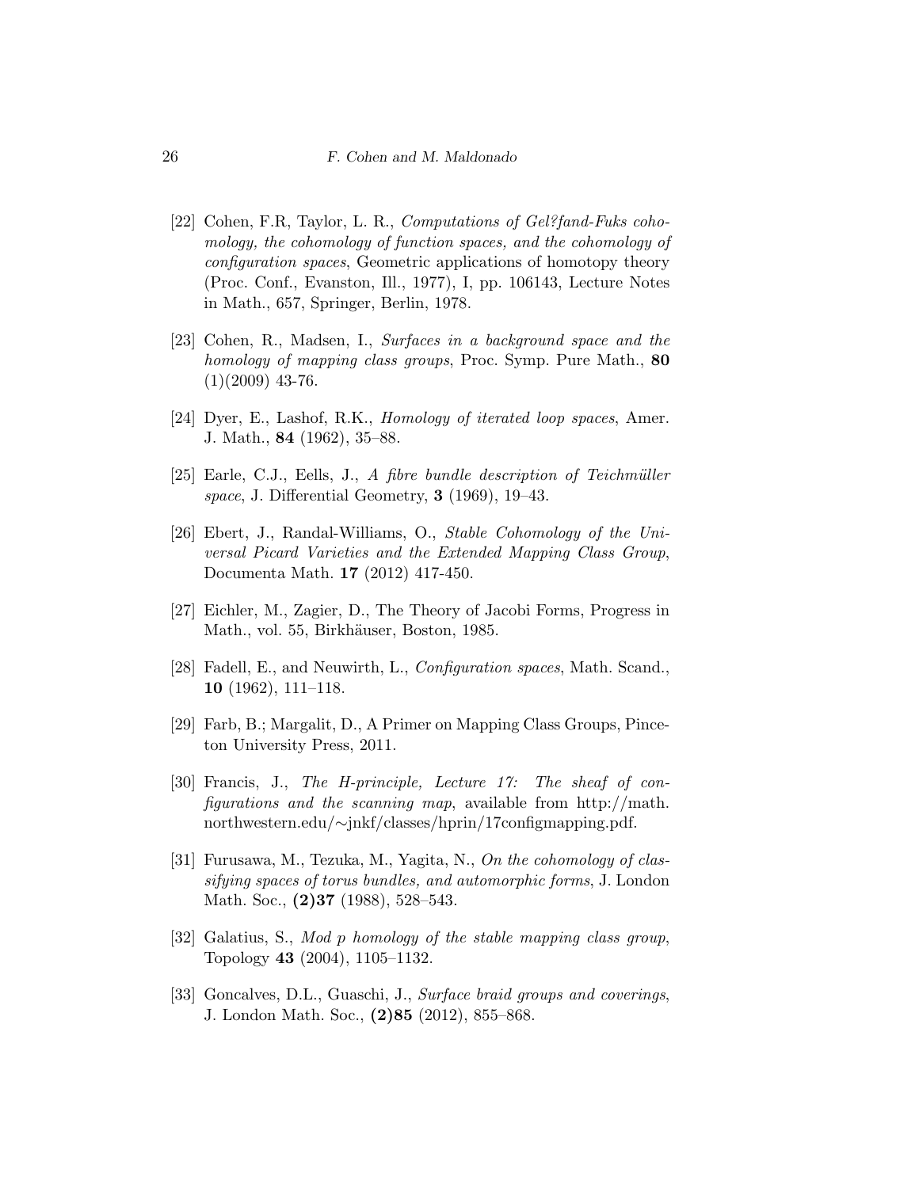[22] Cohen, F.R, Taylor, L. R., *Computations of Gel?fand-Fuks cohomology, the cohomology of function spaces, and the cohomology of configuration spaces*, Geometric applications of homotopy theory (Proc. Conf., Evanston, Ill., 1977), I, pp. 106143, Lecture Notes in Math., 657, Springer, Berlin, 1978.

[23] Cohen, R., Madsen, I., *Surfaces in a background space and the homology of mapping class groups*, Proc. Symp. Pure Math., **80** (1)(2009) 43-76.

[24] Dyer, E., Lashof, R.K., *Homology of iterated loop spaces*, Amer. J. Math., **84** (1962), 35–88.

[25] Earle, C.J., Eells, J., *A fibre bundle description of Teichmüller space*, J. Differential Geometry, **3** (1969), 19–43.

[26] Ebert, J., Randal-Williams, O., *Stable Cohomology of the Universal Picard Varieties and the Extended Mapping Class Group*, Documenta Math. **17** (2012) 417-450.

[27] Eichler, M., Zagier, D., The Theory of Jacobi Forms, Progress in Math., vol. 55, Birkhäuser, Boston, 1985.

[28] Fadell, E., and Neuwirth, L., *Configuration spaces*, Math. Scand., **10** (1962), 111–118.

[29] Farb, B.; Margalit, D., A Primer on Mapping Class Groups, Pinceton University Press, 2011.

[30] Francis, J., *The H-principle, Lecture 17: The sheaf of configurations and the scanning map*, available from http://math.northwestern.edu/∼jnkf/classes/hprin/17configmapping.pdf.

[31] Furusawa, M., Tezuka, M., Yagita, N., *On the cohomology of classifying spaces of torus bundles, and automorphic forms*, J. London Math. Soc., **(2)37** (1988), 528–543.

[32] Galatius, S., *Mod p homology of the stable mapping class group*, Topology **43** (2004), 1105–1132.

[33] Goncalves, D.L., Guaschi, J., *Surface braid groups and coverings*, J. London Math. Soc., **(2)85** (2012), 855–868.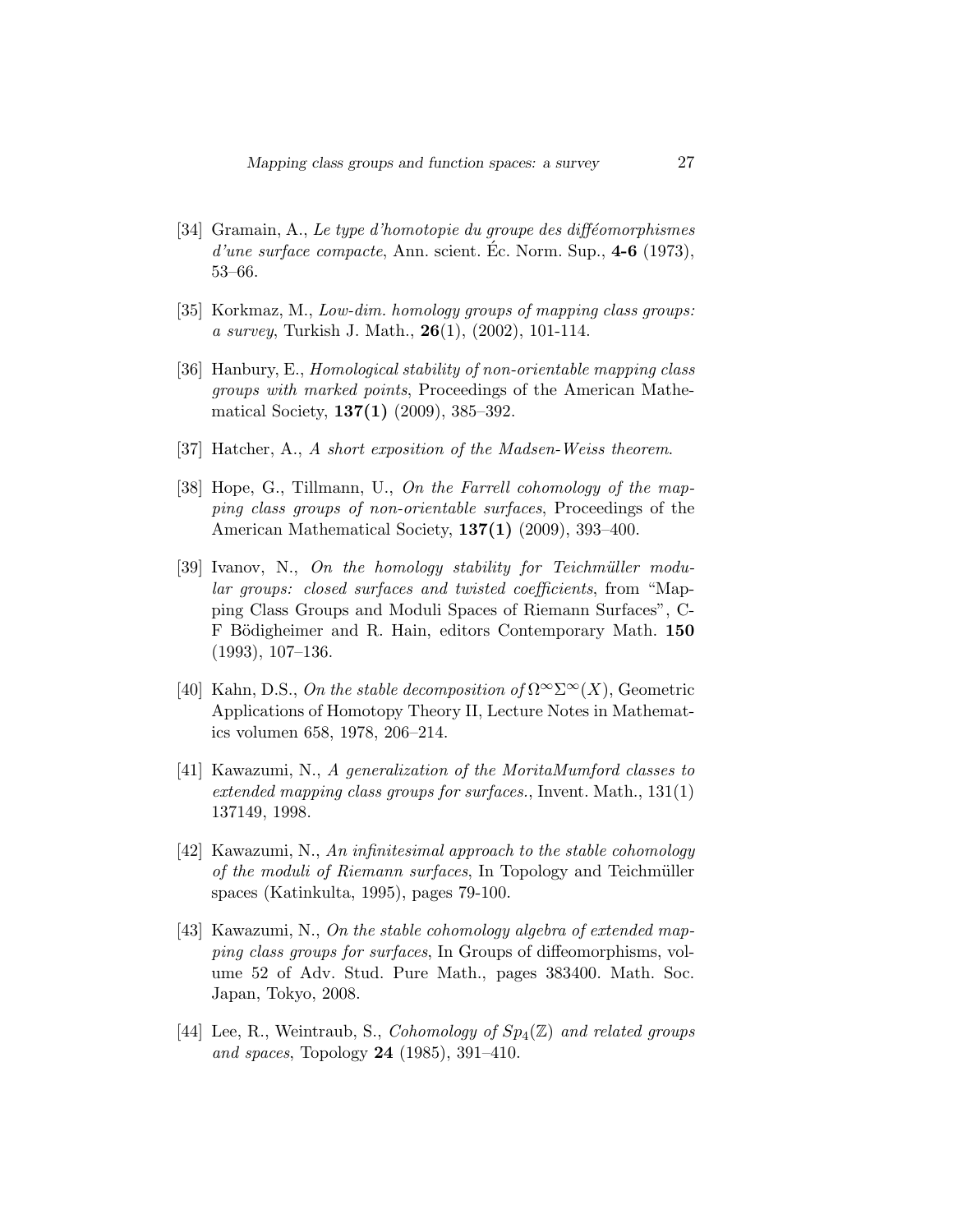[34] Gramain, A., *Le type d'homotopie du groupe des difféomorphismes d'une surface compacte*, Ann. scient. Éc. Norm. Sup., **4-6** (1973), 53–66.

[35] Korkmaz, M., *Low-dim. homology groups of mapping class groups: a survey*, Turkish J. Math., **26**(1), (2002), 101-114.

[36] Hanbury, E., *Homological stability of non-orientable mapping class groups with marked points*, Proceedings of the American Mathematical Society, **137(1)** (2009), 385–392.

[37] Hatcher, A., *A short exposition of the Madsen-Weiss theorem*.

[38] Hope, G., Tillmann, U., *On the Farrell cohomology of the mapping class groups of non-orientable surfaces*, Proceedings of the American Mathematical Society, **137(1)** (2009), 393–400.

[39] Ivanov, N., *On the homology stability for Teichmüller modular groups: closed surfaces and twisted coefficients*, from "Mapping Class Groups and Moduli Spaces of Riemann Surfaces", C-F Bödigheimer and R. Hain, editors Contemporary Math. **150** (1993), 107–136.

[40] Kahn, D.S., *On the stable decomposition of* $\Omega^\infty\Sigma^\infty(X)$, Geometric Applications of Homotopy Theory II, Lecture Notes in Mathematics volumen 658, 1978, 206–214.

[41] Kawazumi, N., *A generalization of the MoritaMumford classes to extended mapping class groups for surfaces.*, Invent. Math., 131(1) 137149, 1998.

[42] Kawazumi, N., *An infinitesimal approach to the stable cohomology of the moduli of Riemann surfaces*, In Topology and Teichmüller spaces (Katinkulta, 1995), pages 79-100.

[43] Kawazumi, N., *On the stable cohomology algebra of extended mapping class groups for surfaces*, In Groups of diffeomorphisms, volume 52 of Adv. Stud. Pure Math., pages 383400. Math. Soc. Japan, Tokyo, 2008.

[44] Lee, R., Weintraub, S., *Cohomology of* $Sp_4(\mathbb{Z})$ *and related groups and spaces*, Topology **24** (1985), 391–410.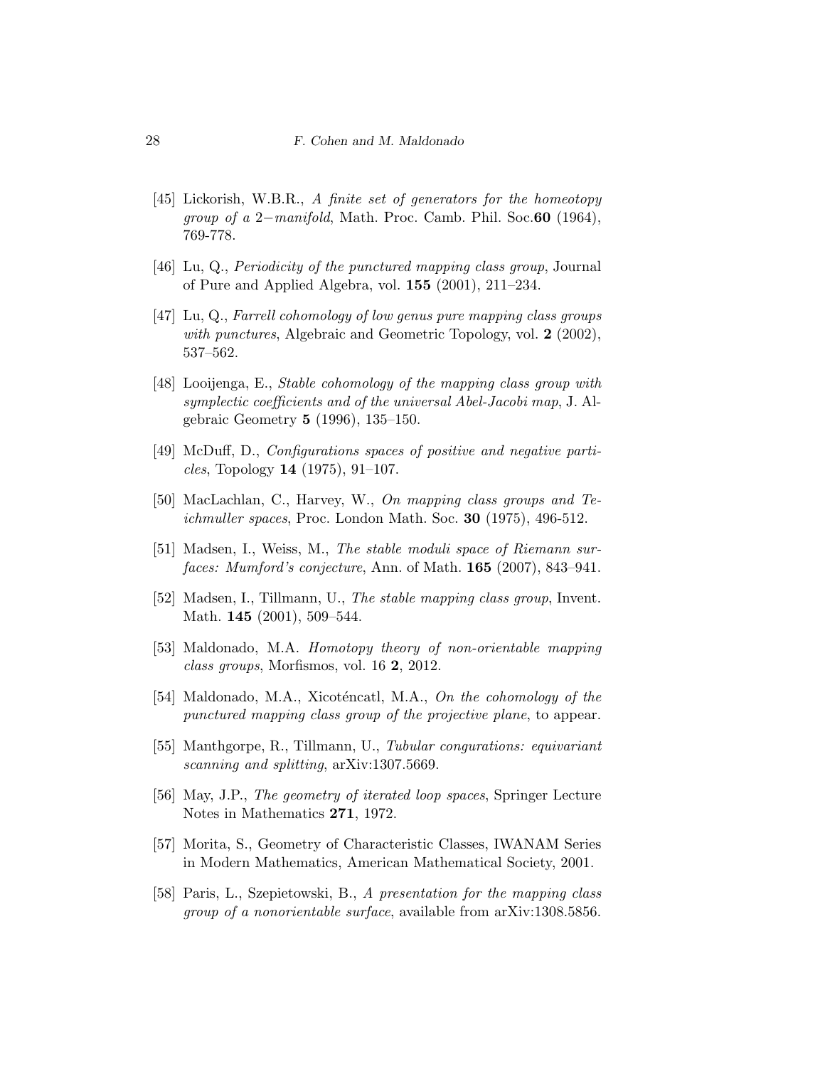[45] Lickorish, W.B.R., *A finite set of generators for the homeotopy group of a 2−manifold*, Math. Proc. Camb. Phil. Soc.**60** (1964), 769-778.

[46] Lu, Q., *Periodicity of the punctured mapping class group*, Journal of Pure and Applied Algebra, vol. **155** (2001), 211–234.

[47] Lu, Q., *Farrell cohomology of low genus pure mapping class groups with punctures*, Algebraic and Geometric Topology, vol. **2** (2002), 537–562.

[48] Looijenga, E., *Stable cohomology of the mapping class group with symplectic coefficients and of the universal Abel-Jacobi map*, J. Algebraic Geometry **5** (1996), 135–150.

[49] McDuff, D., *Configurations spaces of positive and negative particles*, Topology **14** (1975), 91–107.

[50] MacLachlan, C., Harvey, W., *On mapping class groups and Teichmuller spaces*, Proc. London Math. Soc. **30** (1975), 496-512.

[51] Madsen, I., Weiss, M., *The stable moduli space of Riemann surfaces: Mumford's conjecture*, Ann. of Math. **165** (2007), 843–941.

[52] Madsen, I., Tillmann, U., *The stable mapping class group*, Invent. Math. **145** (2001), 509–544.

[53] Maldonado, M.A. *Homotopy theory of non-orientable mapping class groups*, Morfismos, vol. 16 **2**, 2012.

[54] Maldonado, M.A., Xicoténcatl, M.A., *On the cohomology of the punctured mapping class group of the projective plane*, to appear.

[55] Manthgorpe, R., Tillmann, U., *Tubular congurations: equivariant scanning and splitting*, arXiv:1307.5669.

[56] May, J.P., *The geometry of iterated loop spaces*, Springer Lecture Notes in Mathematics **271**, 1972.

[57] Morita, S., Geometry of Characteristic Classes, IWANAM Series in Modern Mathematics, American Mathematical Society, 2001.

[58] Paris, L., Szepietowski, B., *A presentation for the mapping class group of a nonorientable surface*, available from arXiv:1308.5856.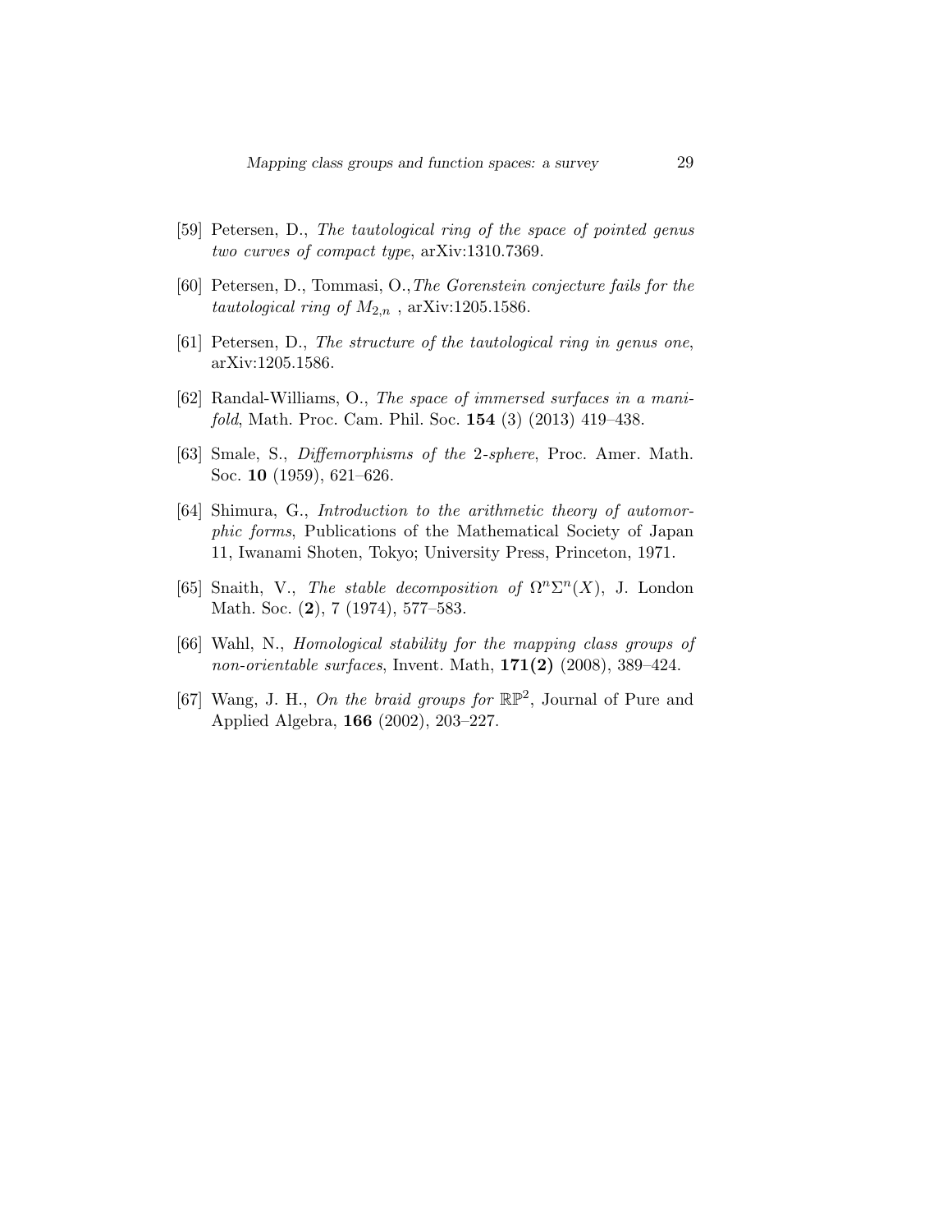[59] Petersen, D., *The tautological ring of the space of pointed genus two curves of compact type*, arXiv:1310.7369.

[60] Petersen, D., Tommasi, O.,*The Gorenstein conjecture fails for the tautological ring of $M_{2,n}$* , arXiv:1205.1586.

[61] Petersen, D., *The structure of the tautological ring in genus one*, arXiv:1205.1586.

[62] Randal-Williams, O., *The space of immersed surfaces in a manifold*, Math. Proc. Cam. Phil. Soc. **154** (3) (2013) 419–438.

[63] Smale, S., *Diffemorphisms of the* 2*-sphere*, Proc. Amer. Math. Soc. **10** (1959), 621–626.

[64] Shimura, G., *Introduction to the arithmetic theory of automorphic forms*, Publications of the Mathematical Society of Japan 11, Iwanami Shoten, Tokyo; University Press, Princeton, 1971.

[65] Snaith, V., *The stable decomposition of $\Omega^n\Sigma^n(X)$*, J. London Math. Soc. (**2**), 7 (1974), 577–583.

[66] Wahl, N., *Homological stability for the mapping class groups of non-orientable surfaces*, Invent. Math, **171(2)** (2008), 389–424.

[67] Wang, J. H., *On the braid groups for $\mathbb{RP}^2$*, Journal of Pure and Applied Algebra, **166** (2002), 203–227.